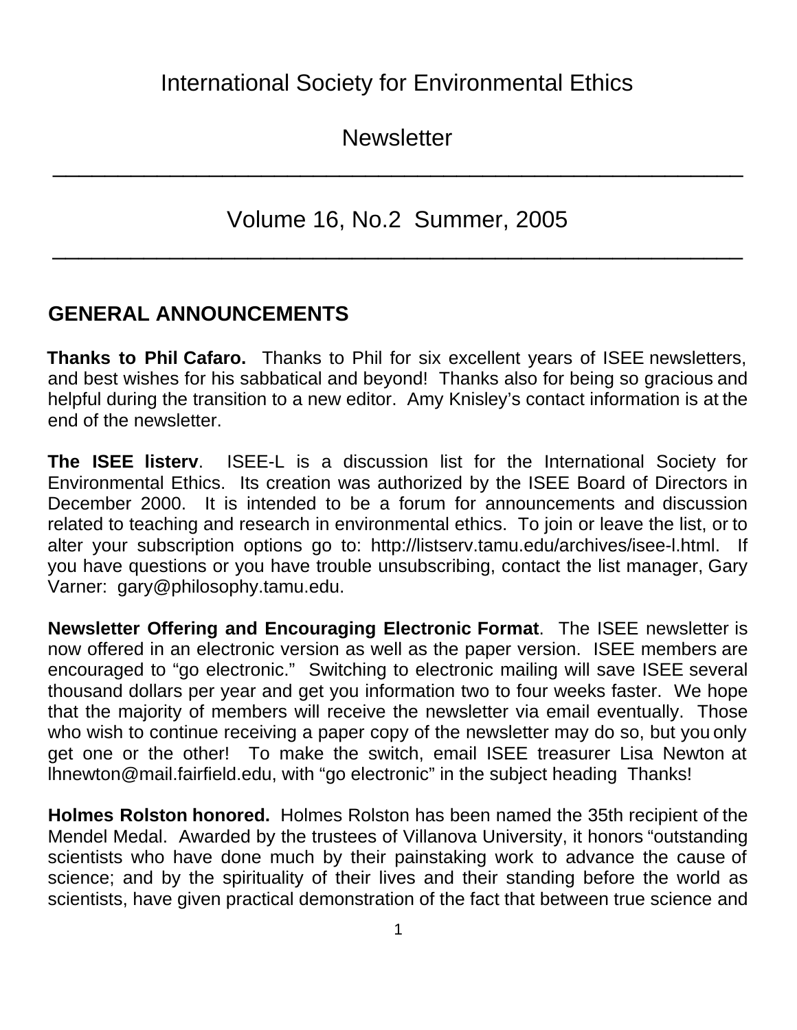# International Society for Environmental Ethics

# Newsletter

---

## Volume 16, No.2 Summer, 2005

---

## GENERAL ANNOUNCEMENTS

**Thanks to Phil Cafaro.** Thanks to Phil for six excellent years of ISEE newsletters, and best wishes for his sabbatical and beyond! Thanks also for being so gracious and helpful during the transition to a new editor. Amy Knisley's contact information is at the end of the newsletter.

**The ISEE listerv**. ISEE-L is a discussion list for the International Society for Environmental Ethics. Its creation was authorized by the ISEE Board of Directors in December 2000. It is intended to be a forum for announcements and discussion related to teaching and research in environmental ethics. To join or leave the list, or to alter your subscription options go to: http://listserv.tamu.edu/archives/isee-l.html. If you have questions or you have trouble unsubscribing, contact the list manager, Gary Varner: gary@philosophy.tamu.edu.

**Newsletter Offering and Encouraging Electronic Format**. The ISEE newsletter is now offered in an electronic version as well as the paper version. ISEE members are encouraged to "go electronic." Switching to electronic mailing will save ISEE several thousand dollars per year and get you information two to four weeks faster. We hope that the majority of members will receive the newsletter via email eventually. Those who wish to continue receiving a paper copy of the newsletter may do so, but you only get one or the other! To make the switch, email ISEE treasurer Lisa Newton at lhnewton@mail.fairfield.edu, with "go electronic" in the subject heading Thanks!

**Holmes Rolston honored.** Holmes Rolston has been named the 35th recipient of the Mendel Medal. Awarded by the trustees of Villanova University, it honors "outstanding scientists who have done much by their painstaking work to advance the cause of science; and by the spirituality of their lives and their standing before the world as scientists, have given practical demonstration of the fact that between true science and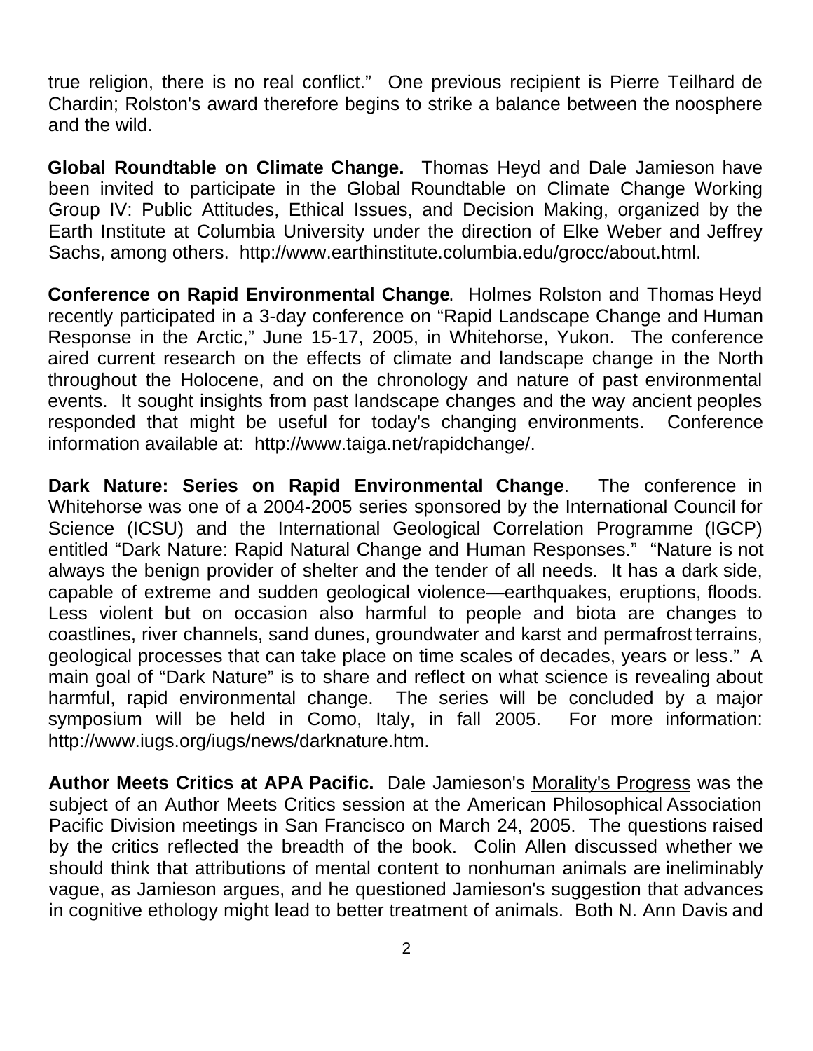true religion, there is no real conflict." One previous recipient is Pierre Teilhard de Chardin; Rolston's award therefore begins to strike a balance between the noosphere and the wild.

**Global Roundtable on Climate Change.** Thomas Heyd and Dale Jamieson have been invited to participate in the Global Roundtable on Climate Change Working Group IV: Public Attitudes, Ethical Issues, and Decision Making, organized by the Earth Institute at Columbia University under the direction of Elke Weber and Jeffrey Sachs, among others. http://www.earthinstitute.columbia.edu/grocc/about.html.

**Conference on Rapid Environmental Change**. Holmes Rolston and Thomas Heyd recently participated in a 3-day conference on "Rapid Landscape Change and Human Response in the Arctic," June 15-17, 2005, in Whitehorse, Yukon. The conference aired current research on the effects of climate and landscape change in the North throughout the Holocene, and on the chronology and nature of past environmental events. It sought insights from past landscape changes and the way ancient peoples responded that might be useful for today's changing environments. Conference information available at: http://www.taiga.net/rapidchange/.

**Dark Nature: Series on Rapid Environmental Change**. The conference in Whitehorse was one of a 2004-2005 series sponsored by the International Council for Science (ICSU) and the International Geological Correlation Programme (IGCP) entitled "Dark Nature: Rapid Natural Change and Human Responses." "Nature is not always the benign provider of shelter and the tender of all needs. It has a dark side, capable of extreme and sudden geological violence—earthquakes, eruptions, floods. Less violent but on occasion also harmful to people and biota are changes to coastlines, river channels, sand dunes, groundwater and karst and permafrost terrains, geological processes that can take place on time scales of decades, years or less." A main goal of "Dark Nature" is to share and reflect on what science is revealing about harmful, rapid environmental change. The series will be concluded by a major symposium will be held in Como, Italy, in fall 2005. For more information: http://www.iugs.org/iugs/news/darknature.htm.

**Author Meets Critics at APA Pacific.** Dale Jamieson's <u>Morality's Progress</u> was the subject of an Author Meets Critics session at the American Philosophical Association Pacific Division meetings in San Francisco on March 24, 2005. The questions raised by the critics reflected the breadth of the book. Colin Allen discussed whether we should think that attributions of mental content to nonhuman animals are ineliminably vague, as Jamieson argues, and he questioned Jamieson's suggestion that advances in cognitive ethology might lead to better treatment of animals. Both N. Ann Davis and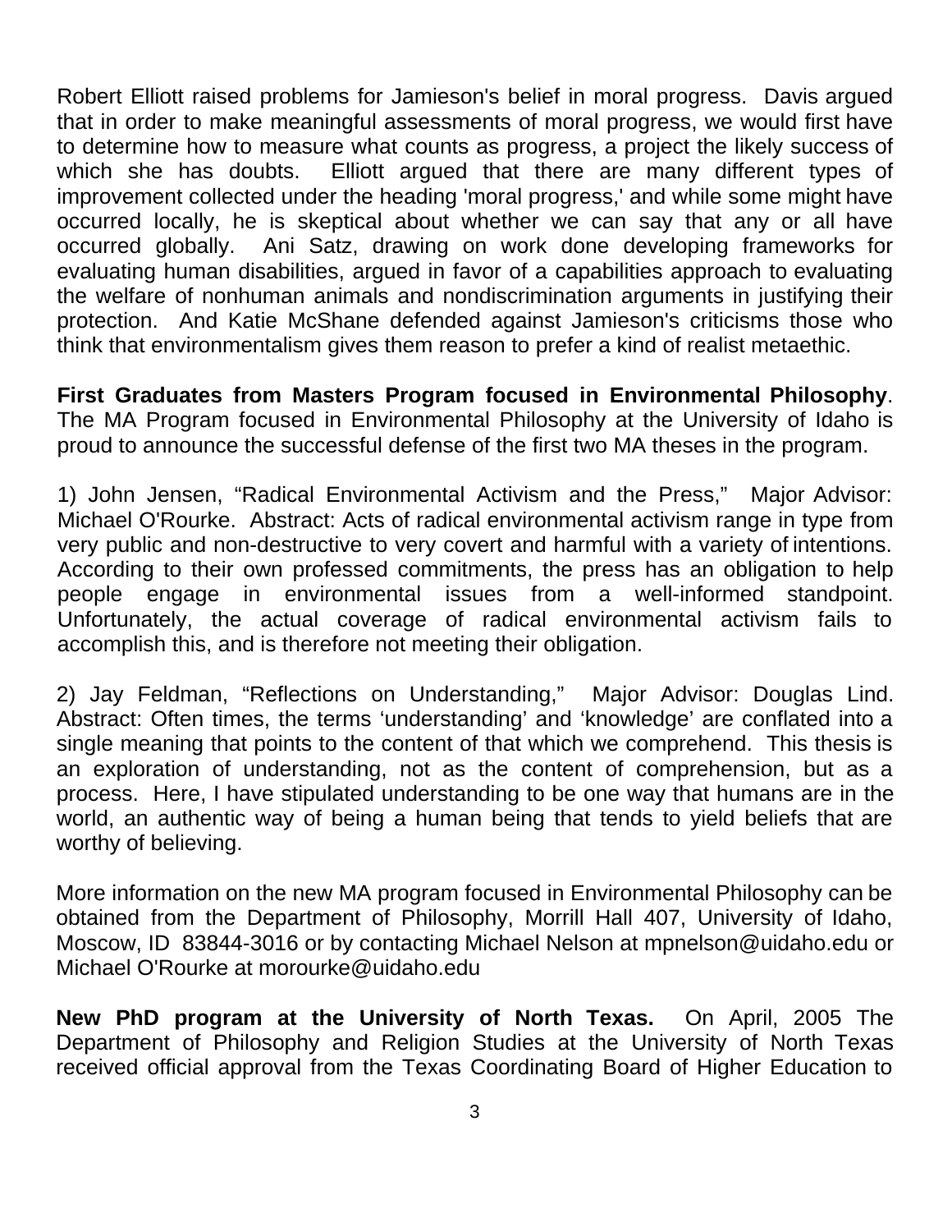Robert Elliott raised problems for Jamieson's belief in moral progress. Davis argued that in order to make meaningful assessments of moral progress, we would first have to determine how to measure what counts as progress, a project the likely success of which she has doubts. Elliott argued that there are many different types of improvement collected under the heading 'moral progress,' and while some might have occurred locally, he is skeptical about whether we can say that any or all have occurred globally. Ani Satz, drawing on work done developing frameworks for evaluating human disabilities, argued in favor of a capabilities approach to evaluating the welfare of nonhuman animals and nondiscrimination arguments in justifying their protection. And Katie McShane defended against Jamieson's criticisms those who think that environmentalism gives them reason to prefer a kind of realist metaethic.

**First Graduates from Masters Program focused in Environmental Philosophy**. The MA Program focused in Environmental Philosophy at the University of Idaho is proud to announce the successful defense of the first two MA theses in the program.

1) John Jensen, "Radical Environmental Activism and the Press," Major Advisor: Michael O'Rourke. Abstract: Acts of radical environmental activism range in type from very public and non-destructive to very covert and harmful with a variety of intentions. According to their own professed commitments, the press has an obligation to help people engage in environmental issues from a well-informed standpoint. Unfortunately, the actual coverage of radical environmental activism fails to accomplish this, and is therefore not meeting their obligation.

2) Jay Feldman, "Reflections on Understanding," Major Advisor: Douglas Lind. Abstract: Often times, the terms 'understanding' and 'knowledge' are conflated into a single meaning that points to the content of that which we comprehend. This thesis is an exploration of understanding, not as the content of comprehension, but as a process. Here, I have stipulated understanding to be one way that humans are in the world, an authentic way of being a human being that tends to yield beliefs that are worthy of believing.

More information on the new MA program focused in Environmental Philosophy can be obtained from the Department of Philosophy, Morrill Hall 407, University of Idaho, Moscow, ID 83844-3016 or by contacting Michael Nelson at mpnelson@uidaho.edu or Michael O'Rourke at morourke@uidaho.edu

**New PhD program at the University of North Texas.** On April, 2005 The Department of Philosophy and Religion Studies at the University of North Texas received official approval from the Texas Coordinating Board of Higher Education to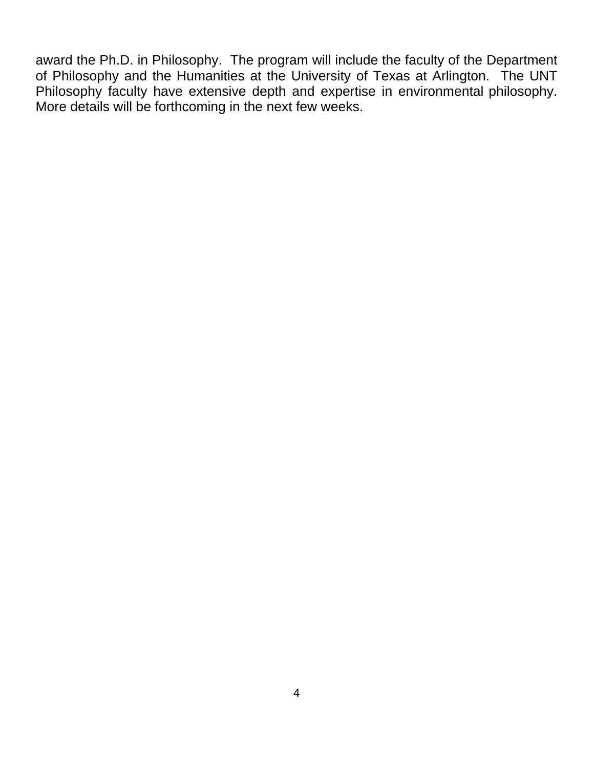award the Ph.D. in Philosophy. The program will include the faculty of the Department of Philosophy and the Humanities at the University of Texas at Arlington. The UNT Philosophy faculty have extensive depth and expertise in environmental philosophy. More details will be forthcoming in the next few weeks.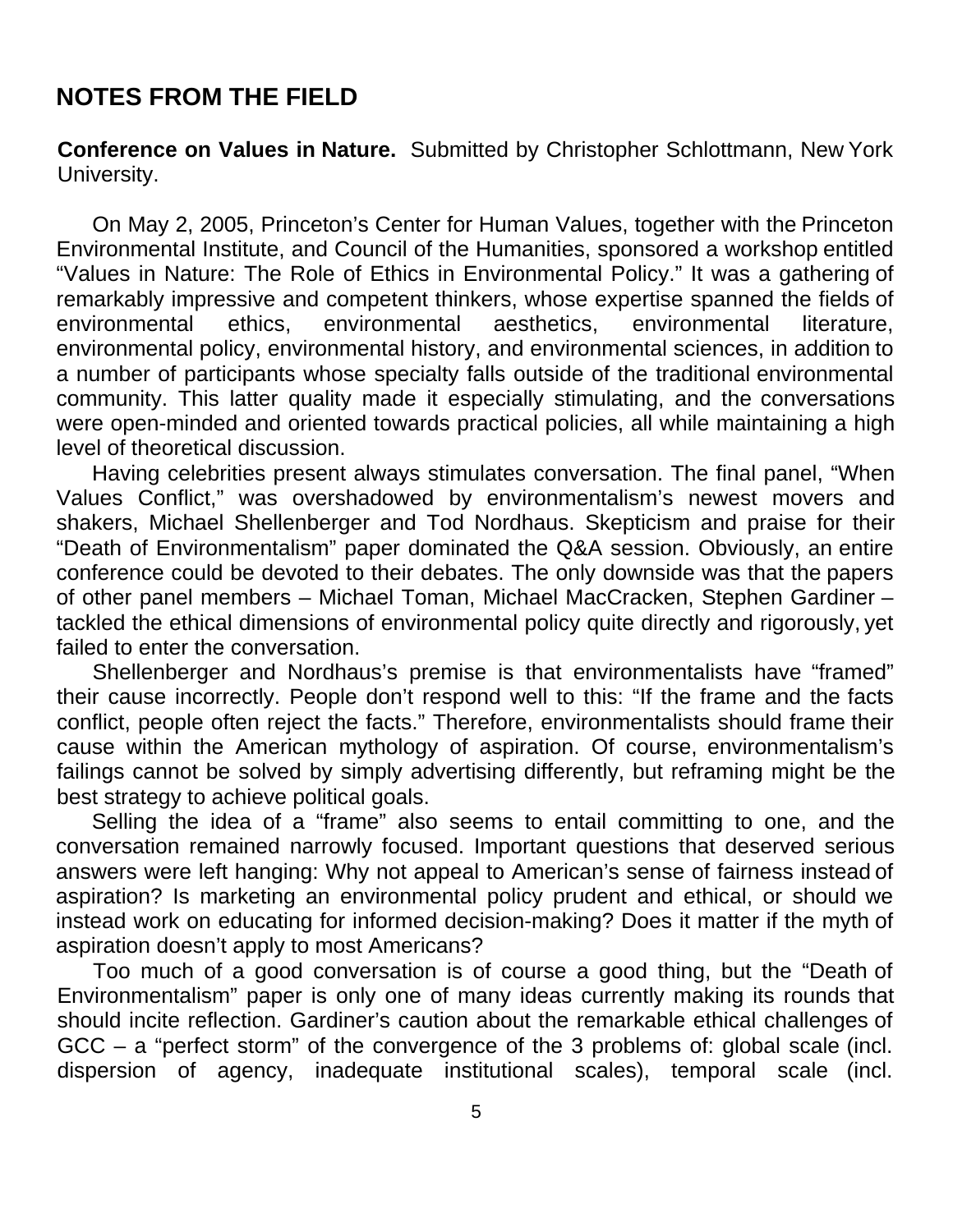## NOTES FROM THE FIELD

**Conference on Values in Nature.** Submitted by Christopher Schlottmann, New York University.

On May 2, 2005, Princeton's Center for Human Values, together with the Princeton Environmental Institute, and Council of the Humanities, sponsored a workshop entitled "Values in Nature: The Role of Ethics in Environmental Policy." It was a gathering of remarkably impressive and competent thinkers, whose expertise spanned the fields of environmental ethics, environmental aesthetics, environmental literature, environmental policy, environmental history, and environmental sciences, in addition to a number of participants whose specialty falls outside of the traditional environmental community. This latter quality made it especially stimulating, and the conversations were open-minded and oriented towards practical policies, all while maintaining a high level of theoretical discussion.

Having celebrities present always stimulates conversation. The final panel, "When Values Conflict," was overshadowed by environmentalism's newest movers and shakers, Michael Shellenberger and Tod Nordhaus. Skepticism and praise for their "Death of Environmentalism" paper dominated the Q&A session. Obviously, an entire conference could be devoted to their debates. The only downside was that the papers of other panel members – Michael Toman, Michael MacCracken, Stephen Gardiner – tackled the ethical dimensions of environmental policy quite directly and rigorously, yet failed to enter the conversation.

Shellenberger and Nordhaus's premise is that environmentalists have "framed" their cause incorrectly. People don't respond well to this: "If the frame and the facts conflict, people often reject the facts." Therefore, environmentalists should frame their cause within the American mythology of aspiration. Of course, environmentalism's failings cannot be solved by simply advertising differently, but reframing might be the best strategy to achieve political goals.

Selling the idea of a "frame" also seems to entail committing to one, and the conversation remained narrowly focused. Important questions that deserved serious answers were left hanging: Why not appeal to American's sense of fairness instead of aspiration? Is marketing an environmental policy prudent and ethical, or should we instead work on educating for informed decision-making? Does it matter if the myth of aspiration doesn't apply to most Americans?

Too much of a good conversation is of course a good thing, but the "Death of Environmentalism" paper is only one of many ideas currently making its rounds that should incite reflection. Gardiner's caution about the remarkable ethical challenges of GCC – a "perfect storm" of the convergence of the 3 problems of: global scale (incl. dispersion of agency, inadequate institutional scales), temporal scale (incl.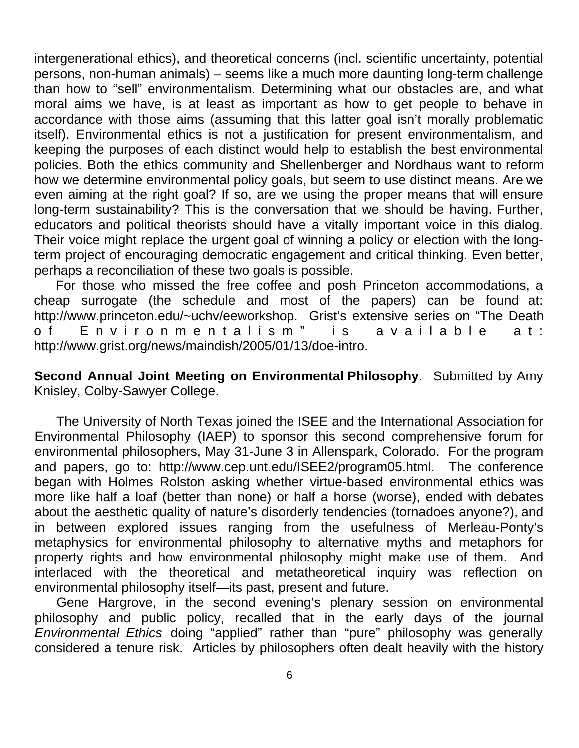intergenerational ethics), and theoretical concerns (incl. scientific uncertainty, potential persons, non-human animals) – seems like a much more daunting long-term challenge than how to "sell" environmentalism. Determining what our obstacles are, and what moral aims we have, is at least as important as how to get people to behave in accordance with those aims (assuming that this latter goal isn't morally problematic itself). Environmental ethics is not a justification for present environmentalism, and keeping the purposes of each distinct would help to establish the best environmental policies. Both the ethics community and Shellenberger and Nordhaus want to reform how we determine environmental policy goals, but seem to use distinct means. Are we even aiming at the right goal? If so, are we using the proper means that will ensure long-term sustainability? This is the conversation that we should be having. Further, educators and political theorists should have a vitally important voice in this dialog. Their voice might replace the urgent goal of winning a policy or election with the long-term project of encouraging democratic engagement and critical thinking. Even better, perhaps a reconciliation of these two goals is possible.

For those who missed the free coffee and posh Princeton accommodations, a cheap surrogate (the schedule and most of the papers) can be found at: http://www.princeton.edu/~uchv/eeworkshop. Grist's extensive series on "The Death of Environmentalism" is available at: http://www.grist.org/news/maindish/2005/01/13/doe-intro.

**Second Annual Joint Meeting on Environmental Philosophy**. Submitted by Amy Knisley, Colby-Sawyer College.

The University of North Texas joined the ISEE and the International Association for Environmental Philosophy (IAEP) to sponsor this second comprehensive forum for environmental philosophers, May 31-June 3 in Allenspark, Colorado. For the program and papers, go to: http://www.cep.unt.edu/ISEE2/program05.html. The conference began with Holmes Rolston asking whether virtue-based environmental ethics was more like half a loaf (better than none) or half a horse (worse), ended with debates about the aesthetic quality of nature's disorderly tendencies (tornadoes anyone?), and in between explored issues ranging from the usefulness of Merleau-Ponty's metaphysics for environmental philosophy to alternative myths and metaphors for property rights and how environmental philosophy might make use of them. And interlaced with the theoretical and metatheoretical inquiry was reflection on environmental philosophy itself—its past, present and future.

Gene Hargrove, in the second evening's plenary session on environmental philosophy and public policy, recalled that in the early days of the journal *Environmental Ethics* doing "applied" rather than "pure" philosophy was generally considered a tenure risk. Articles by philosophers often dealt heavily with the history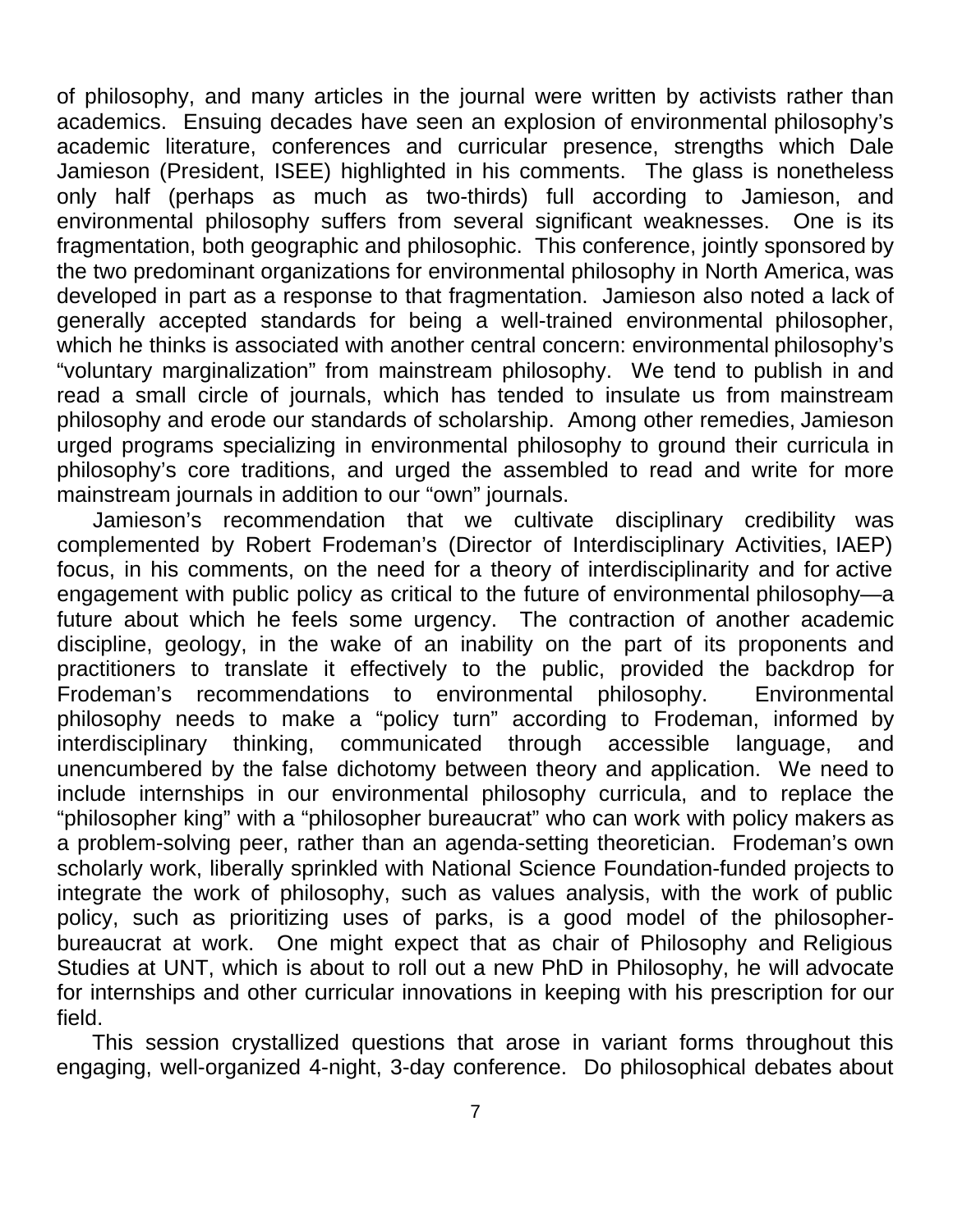of philosophy, and many articles in the journal were written by activists rather than academics. Ensuing decades have seen an explosion of environmental philosophy's academic literature, conferences and curricular presence, strengths which Dale Jamieson (President, ISEE) highlighted in his comments. The glass is nonetheless only half (perhaps as much as two-thirds) full according to Jamieson, and environmental philosophy suffers from several significant weaknesses. One is its fragmentation, both geographic and philosophic. This conference, jointly sponsored by the two predominant organizations for environmental philosophy in North America, was developed in part as a response to that fragmentation. Jamieson also noted a lack of generally accepted standards for being a well-trained environmental philosopher, which he thinks is associated with another central concern: environmental philosophy's "voluntary marginalization" from mainstream philosophy. We tend to publish in and read a small circle of journals, which has tended to insulate us from mainstream philosophy and erode our standards of scholarship. Among other remedies, Jamieson urged programs specializing in environmental philosophy to ground their curricula in philosophy's core traditions, and urged the assembled to read and write for more mainstream journals in addition to our "own" journals.

Jamieson's recommendation that we cultivate disciplinary credibility was complemented by Robert Frodeman's (Director of Interdisciplinary Activities, IAEP) focus, in his comments, on the need for a theory of interdisciplinarity and for active engagement with public policy as critical to the future of environmental philosophy—a future about which he feels some urgency. The contraction of another academic discipline, geology, in the wake of an inability on the part of its proponents and practitioners to translate it effectively to the public, provided the backdrop for Frodeman's recommendations to environmental philosophy. Environmental philosophy needs to make a "policy turn" according to Frodeman, informed by interdisciplinary thinking, communicated through accessible language, and unencumbered by the false dichotomy between theory and application. We need to include internships in our environmental philosophy curricula, and to replace the "philosopher king" with a "philosopher bureaucrat" who can work with policy makers as a problem-solving peer, rather than an agenda-setting theoretician. Frodeman's own scholarly work, liberally sprinkled with National Science Foundation-funded projects to integrate the work of philosophy, such as values analysis, with the work of public policy, such as prioritizing uses of parks, is a good model of the philosopher-bureaucrat at work. One might expect that as chair of Philosophy and Religious Studies at UNT, which is about to roll out a new PhD in Philosophy, he will advocate for internships and other curricular innovations in keeping with his prescription for our field.

This session crystallized questions that arose in variant forms throughout this engaging, well-organized 4-night, 3-day conference. Do philosophical debates about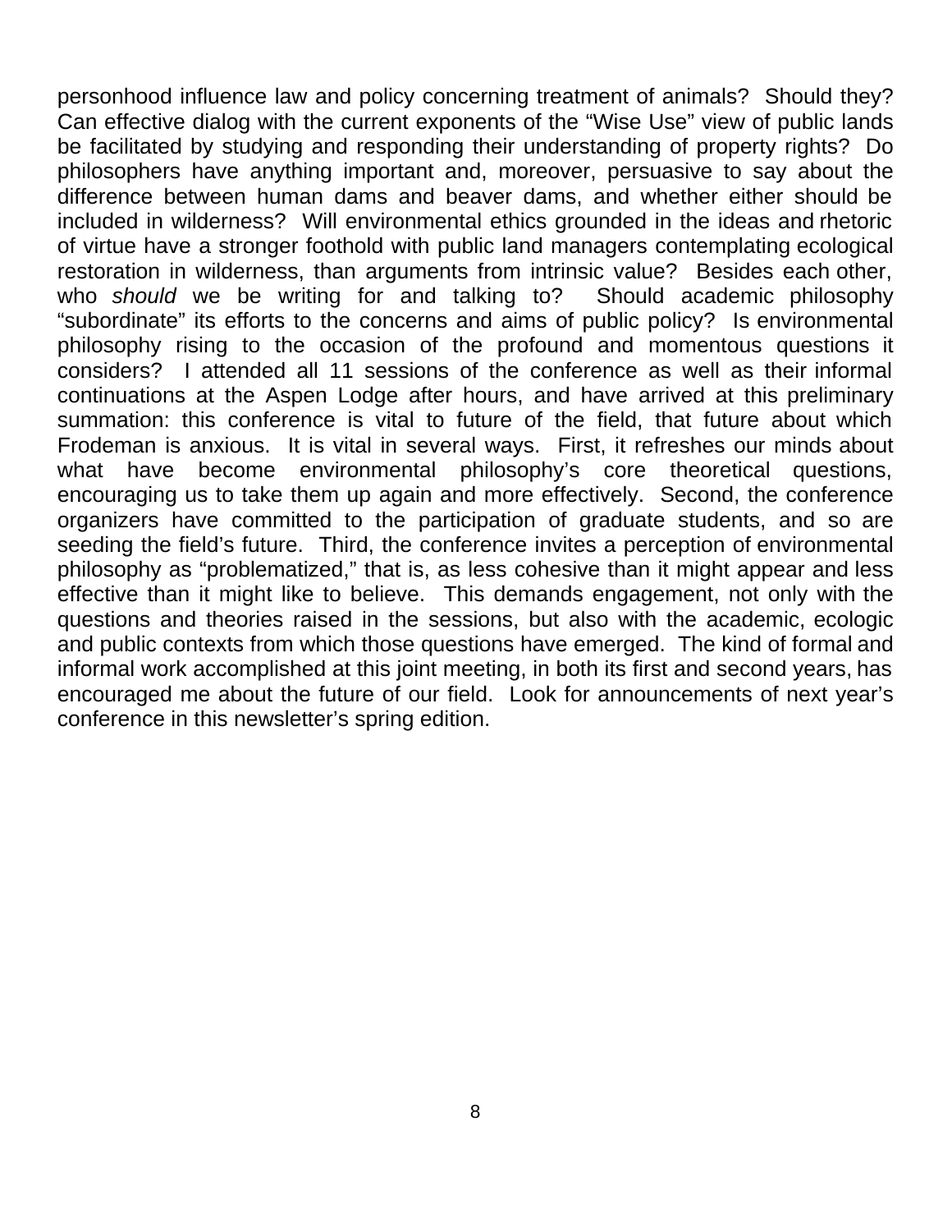personhood influence law and policy concerning treatment of animals? Should they? Can effective dialog with the current exponents of the "Wise Use" view of public lands be facilitated by studying and responding their understanding of property rights? Do philosophers have anything important and, moreover, persuasive to say about the difference between human dams and beaver dams, and whether either should be included in wilderness? Will environmental ethics grounded in the ideas and rhetoric of virtue have a stronger foothold with public land managers contemplating ecological restoration in wilderness, than arguments from intrinsic value? Besides each other, who *should* we be writing for and talking to? Should academic philosophy "subordinate" its efforts to the concerns and aims of public policy? Is environmental philosophy rising to the occasion of the profound and momentous questions it considers? I attended all 11 sessions of the conference as well as their informal continuations at the Aspen Lodge after hours, and have arrived at this preliminary summation: this conference is vital to future of the field, that future about which Frodeman is anxious. It is vital in several ways. First, it refreshes our minds about what have become environmental philosophy's core theoretical questions, encouraging us to take them up again and more effectively. Second, the conference organizers have committed to the participation of graduate students, and so are seeding the field's future. Third, the conference invites a perception of environmental philosophy as "problematized," that is, as less cohesive than it might appear and less effective than it might like to believe. This demands engagement, not only with the questions and theories raised in the sessions, but also with the academic, ecologic and public contexts from which those questions have emerged. The kind of formal and informal work accomplished at this joint meeting, in both its first and second years, has encouraged me about the future of our field. Look for announcements of next year's conference in this newsletter's spring edition.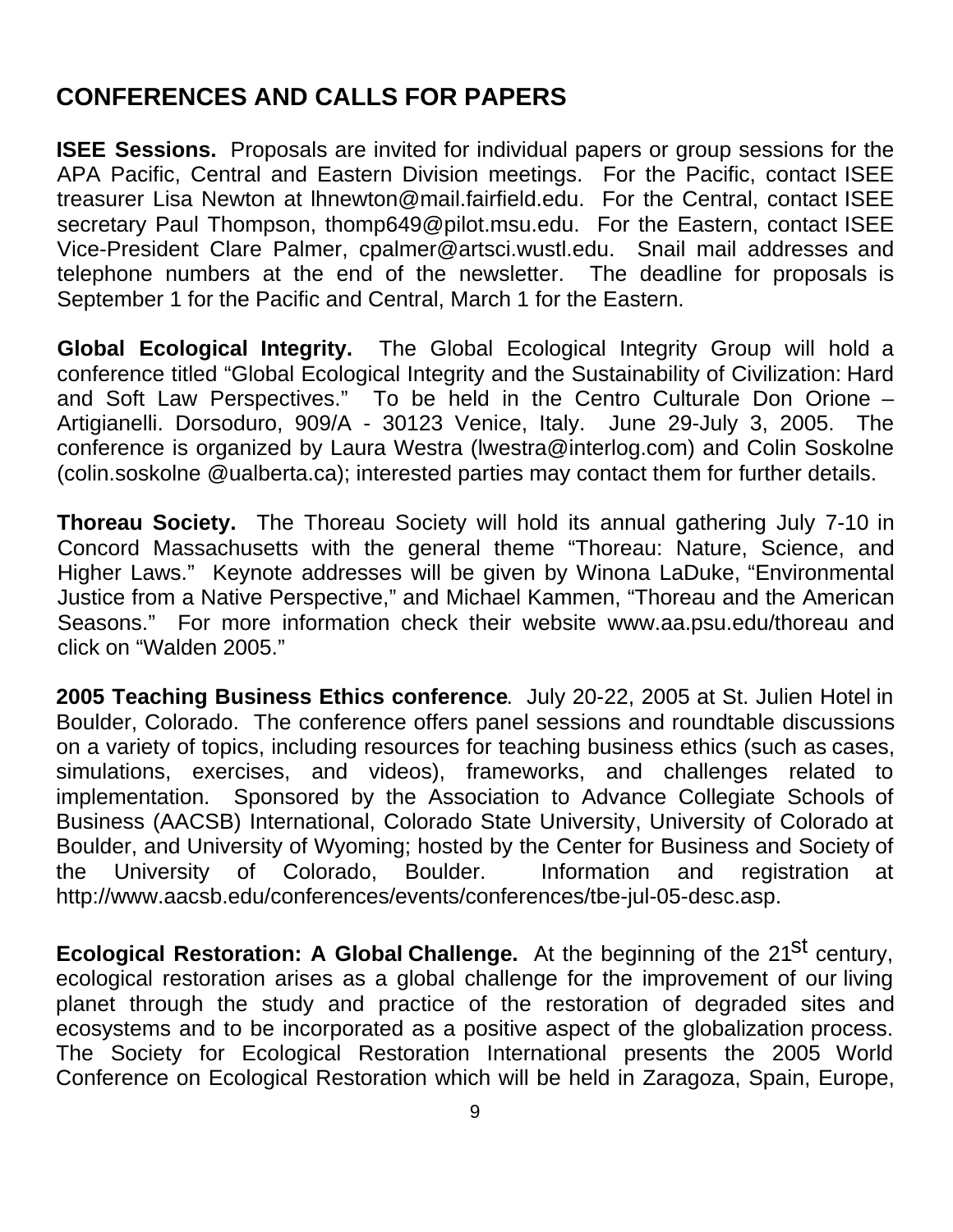## CONFERENCES AND CALLS FOR PAPERS

**ISEE Sessions.** Proposals are invited for individual papers or group sessions for the APA Pacific, Central and Eastern Division meetings. For the Pacific, contact ISEE treasurer Lisa Newton at lhnewton@mail.fairfield.edu. For the Central, contact ISEE secretary Paul Thompson, thomp649@pilot.msu.edu. For the Eastern, contact ISEE Vice-President Clare Palmer, cpalmer@artsci.wustl.edu. Snail mail addresses and telephone numbers at the end of the newsletter. The deadline for proposals is September 1 for the Pacific and Central, March 1 for the Eastern.

**Global Ecological Integrity.** The Global Ecological Integrity Group will hold a conference titled "Global Ecological Integrity and the Sustainability of Civilization: Hard and Soft Law Perspectives." To be held in the Centro Culturale Don Orione – Artigianelli. Dorsoduro, 909/A - 30123 Venice, Italy. June 29-July 3, 2005. The conference is organized by Laura Westra (lwestra@interlog.com) and Colin Soskolne (colin.soskolne @ualberta.ca); interested parties may contact them for further details.

**Thoreau Society.** The Thoreau Society will hold its annual gathering July 7-10 in Concord Massachusetts with the general theme "Thoreau: Nature, Science, and Higher Laws." Keynote addresses will be given by Winona LaDuke, "Environmental Justice from a Native Perspective," and Michael Kammen, "Thoreau and the American Seasons." For more information check their website www.aa.psu.edu/thoreau and click on "Walden 2005."

**2005 Teaching Business Ethics conference**. July 20-22, 2005 at St. Julien Hotel in Boulder, Colorado. The conference offers panel sessions and roundtable discussions on a variety of topics, including resources for teaching business ethics (such as cases, simulations, exercises, and videos), frameworks, and challenges related to implementation. Sponsored by the Association to Advance Collegiate Schools of Business (AACSB) International, Colorado State University, University of Colorado at Boulder, and University of Wyoming; hosted by the Center for Business and Society of the University of Colorado, Boulder. Information and registration at http://www.aacsb.edu/conferences/events/conferences/tbe-jul-05-desc.asp.

**Ecological Restoration: A Global Challenge.** At the beginning of the 21st century, ecological restoration arises as a global challenge for the improvement of our living planet through the study and practice of the restoration of degraded sites and ecosystems and to be incorporated as a positive aspect of the globalization process. The Society for Ecological Restoration International presents the 2005 World Conference on Ecological Restoration which will be held in Zaragoza, Spain, Europe,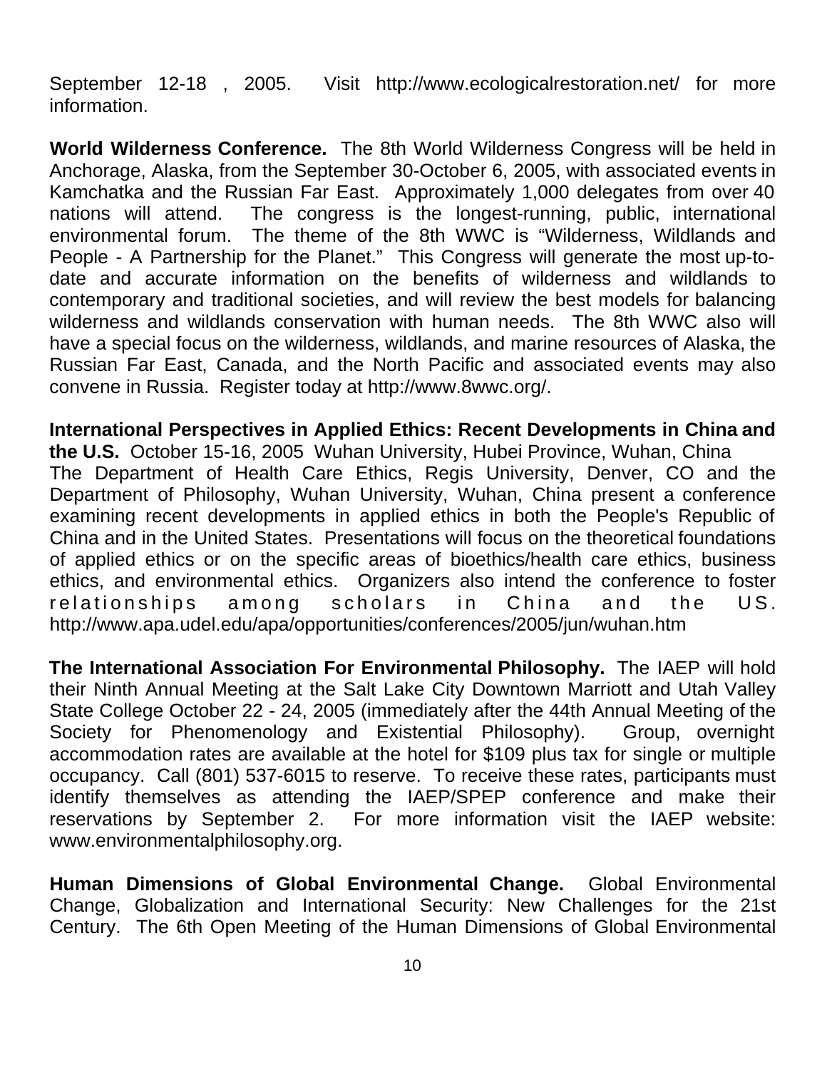September 12-18 , 2005. Visit http://www.ecologicalrestoration.net/ for more information.

**World Wilderness Conference.** The 8th World Wilderness Congress will be held in Anchorage, Alaska, from the September 30-October 6, 2005, with associated events in Kamchatka and the Russian Far East. Approximately 1,000 delegates from over 40 nations will attend. The congress is the longest-running, public, international environmental forum. The theme of the 8th WWC is "Wilderness, Wildlands and People - A Partnership for the Planet." This Congress will generate the most up-to-date and accurate information on the benefits of wilderness and wildlands to contemporary and traditional societies, and will review the best models for balancing wilderness and wildlands conservation with human needs. The 8th WWC also will have a special focus on the wilderness, wildlands, and marine resources of Alaska, the Russian Far East, Canada, and the North Pacific and associated events may also convene in Russia. Register today at http://www.8wwc.org/.

**International Perspectives in Applied Ethics: Recent Developments in China and the U.S.** October 15-16, 2005 Wuhan University, Hubei Province, Wuhan, China
The Department of Health Care Ethics, Regis University, Denver, CO and the Department of Philosophy, Wuhan University, Wuhan, China present a conference examining recent developments in applied ethics in both the People's Republic of China and in the United States. Presentations will focus on the theoretical foundations of applied ethics or on the specific areas of bioethics/health care ethics, business ethics, and environmental ethics. Organizers also intend the conference to foster relationships among scholars in China and the US. http://www.apa.udel.edu/apa/opportunities/conferences/2005/jun/wuhan.htm

**The International Association For Environmental Philosophy.** The IAEP will hold their Ninth Annual Meeting at the Salt Lake City Downtown Marriott and Utah Valley State College October 22 - 24, 2005 (immediately after the 44th Annual Meeting of the Society for Phenomenology and Existential Philosophy). Group, overnight accommodation rates are available at the hotel for $109 plus tax for single or multiple occupancy. Call (801) 537-6015 to reserve. To receive these rates, participants must identify themselves as attending the IAEP/SPEP conference and make their reservations by September 2. For more information visit the IAEP website: www.environmentalphilosophy.org.

**Human Dimensions of Global Environmental Change.** Global Environmental Change, Globalization and International Security: New Challenges for the 21st Century. The 6th Open Meeting of the Human Dimensions of Global Environmental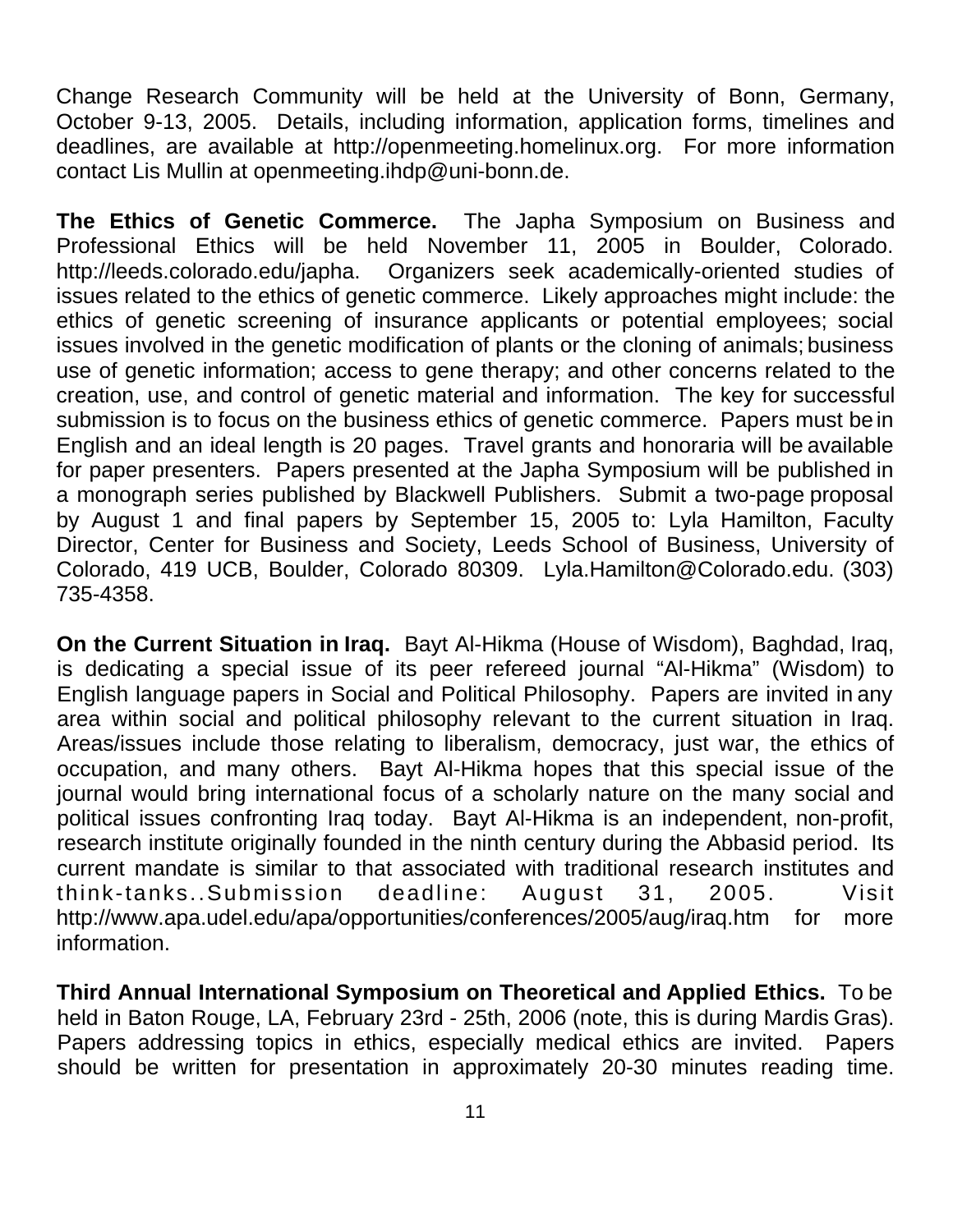Change Research Community will be held at the University of Bonn, Germany, October 9-13, 2005. Details, including information, application forms, timelines and deadlines, are available at http://openmeeting.homelinux.org. For more information contact Lis Mullin at openmeeting.ihdp@uni-bonn.de.

**The Ethics of Genetic Commerce.** The Japha Symposium on Business and Professional Ethics will be held November 11, 2005 in Boulder, Colorado. http://leeds.colorado.edu/japha. Organizers seek academically-oriented studies of issues related to the ethics of genetic commerce. Likely approaches might include: the ethics of genetic screening of insurance applicants or potential employees; social issues involved in the genetic modification of plants or the cloning of animals; business use of genetic information; access to gene therapy; and other concerns related to the creation, use, and control of genetic material and information. The key for successful submission is to focus on the business ethics of genetic commerce. Papers must be in English and an ideal length is 20 pages. Travel grants and honoraria will be available for paper presenters. Papers presented at the Japha Symposium will be published in a monograph series published by Blackwell Publishers. Submit a two-page proposal by August 1 and final papers by September 15, 2005 to: Lyla Hamilton, Faculty Director, Center for Business and Society, Leeds School of Business, University of Colorado, 419 UCB, Boulder, Colorado 80309. Lyla.Hamilton@Colorado.edu. (303) 735-4358.

**On the Current Situation in Iraq.** Bayt Al-Hikma (House of Wisdom), Baghdad, Iraq, is dedicating a special issue of its peer refereed journal "Al-Hikma" (Wisdom) to English language papers in Social and Political Philosophy. Papers are invited in any area within social and political philosophy relevant to the current situation in Iraq. Areas/issues include those relating to liberalism, democracy, just war, the ethics of occupation, and many others. Bayt Al-Hikma hopes that this special issue of the journal would bring international focus of a scholarly nature on the many social and political issues confronting Iraq today. Bayt Al-Hikma is an independent, non-profit, research institute originally founded in the ninth century during the Abbasid period. Its current mandate is similar to that associated with traditional research institutes and think-tanks..Submission deadline: August 31, 2005. Visit http://www.apa.udel.edu/apa/opportunities/conferences/2005/aug/iraq.htm for more information.

**Third Annual International Symposium on Theoretical and Applied Ethics.** To be held in Baton Rouge, LA, February 23rd - 25th, 2006 (note, this is during Mardis Gras). Papers addressing topics in ethics, especially medical ethics are invited. Papers should be written for presentation in approximately 20-30 minutes reading time.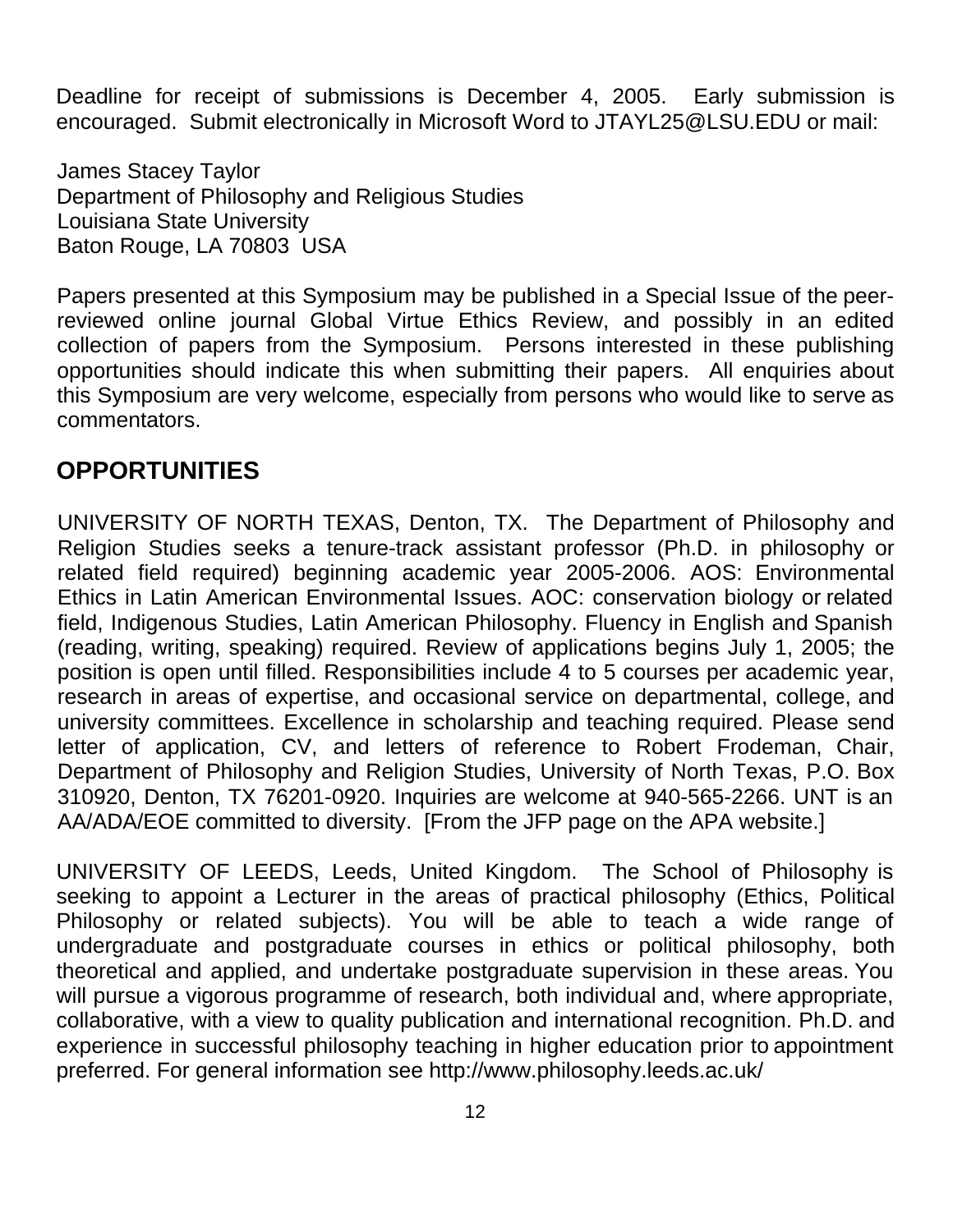Deadline for receipt of submissions is December 4, 2005. Early submission is encouraged. Submit electronically in Microsoft Word to JTAYL25@LSU.EDU or mail:

James Stacey Taylor  
Department of Philosophy and Religious Studies  
Louisiana State University  
Baton Rouge, LA 70803 USA

Papers presented at this Symposium may be published in a Special Issue of the peer-reviewed online journal Global Virtue Ethics Review, and possibly in an edited collection of papers from the Symposium. Persons interested in these publishing opportunities should indicate this when submitting their papers. All enquiries about this Symposium are very welcome, especially from persons who would like to serve as commentators.

## OPPORTUNITIES

UNIVERSITY OF NORTH TEXAS, Denton, TX. The Department of Philosophy and Religion Studies seeks a tenure-track assistant professor (Ph.D. in philosophy or related field required) beginning academic year 2005-2006. AOS: Environmental Ethics in Latin American Environmental Issues. AOC: conservation biology or related field, Indigenous Studies, Latin American Philosophy. Fluency in English and Spanish (reading, writing, speaking) required. Review of applications begins July 1, 2005; the position is open until filled. Responsibilities include 4 to 5 courses per academic year, research in areas of expertise, and occasional service on departmental, college, and university committees. Excellence in scholarship and teaching required. Please send letter of application, CV, and letters of reference to Robert Frodeman, Chair, Department of Philosophy and Religion Studies, University of North Texas, P.O. Box 310920, Denton, TX 76201-0920. Inquiries are welcome at 940-565-2266. UNT is an AA/ADA/EOE committed to diversity. [From the JFP page on the APA website.]

UNIVERSITY OF LEEDS, Leeds, United Kingdom. The School of Philosophy is seeking to appoint a Lecturer in the areas of practical philosophy (Ethics, Political Philosophy or related subjects). You will be able to teach a wide range of undergraduate and postgraduate courses in ethics or political philosophy, both theoretical and applied, and undertake postgraduate supervision in these areas. You will pursue a vigorous programme of research, both individual and, where appropriate, collaborative, with a view to quality publication and international recognition. Ph.D. and experience in successful philosophy teaching in higher education prior to appointment preferred. For general information see http://www.philosophy.leeds.ac.uk/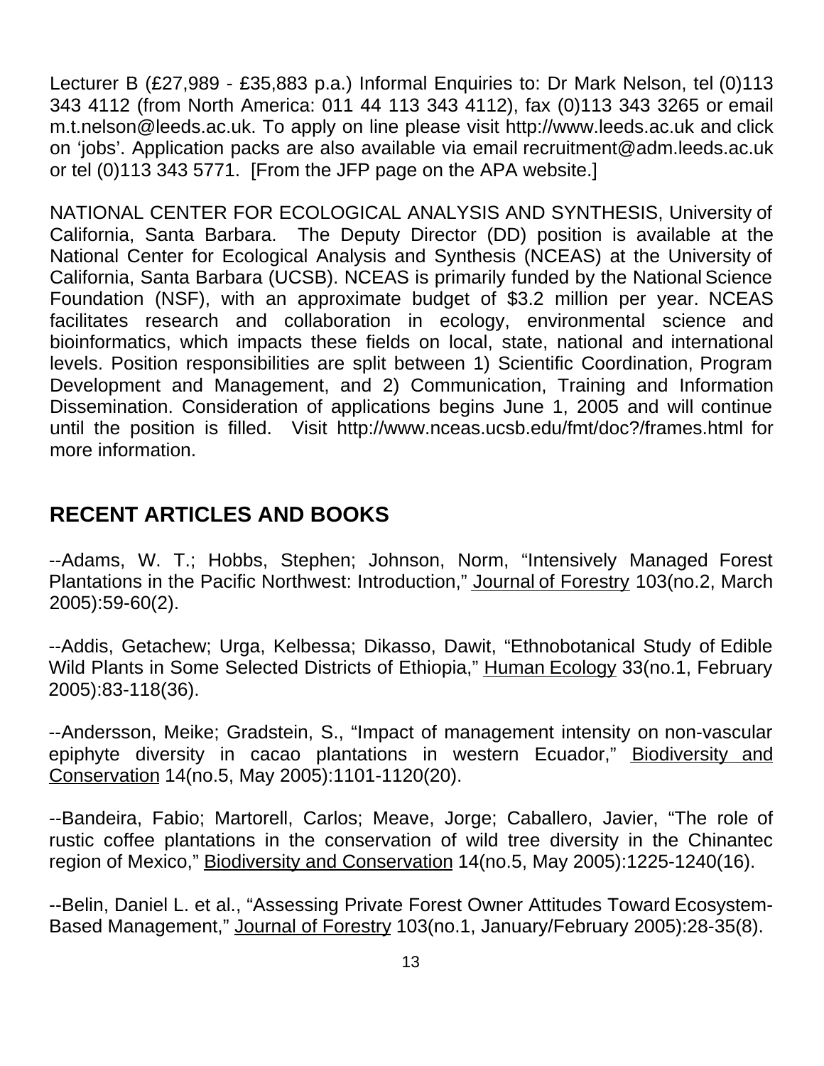Lecturer B (£27,989 - £35,883 p.a.) Informal Enquiries to: Dr Mark Nelson, tel (0)113 343 4112 (from North America: 011 44 113 343 4112), fax (0)113 343 3265 or email m.t.nelson@leeds.ac.uk. To apply on line please visit http://www.leeds.ac.uk and click on 'jobs'. Application packs are also available via email recruitment@adm.leeds.ac.uk or tel (0)113 343 5771. [From the JFP page on the APA website.]

NATIONAL CENTER FOR ECOLOGICAL ANALYSIS AND SYNTHESIS, University of California, Santa Barbara. The Deputy Director (DD) position is available at the National Center for Ecological Analysis and Synthesis (NCEAS) at the University of California, Santa Barbara (UCSB). NCEAS is primarily funded by the National Science Foundation (NSF), with an approximate budget of $3.2 million per year. NCEAS facilitates research and collaboration in ecology, environmental science and bioinformatics, which impacts these fields on local, state, national and international levels. Position responsibilities are split between 1) Scientific Coordination, Program Development and Management, and 2) Communication, Training and Information Dissemination. Consideration of applications begins June 1, 2005 and will continue until the position is filled. Visit http://www.nceas.ucsb.edu/fmt/doc?/frames.html for more information.

## RECENT ARTICLES AND BOOKS

--Adams, W. T.; Hobbs, Stephen; Johnson, Norm, "Intensively Managed Forest Plantations in the Pacific Northwest: Introduction," Journal of Forestry 103(no.2, March 2005):59-60(2).

--Addis, Getachew; Urga, Kelbessa; Dikasso, Dawit, "Ethnobotanical Study of Edible Wild Plants in Some Selected Districts of Ethiopia," Human Ecology 33(no.1, February 2005):83-118(36).

--Andersson, Meike; Gradstein, S., "Impact of management intensity on non-vascular epiphyte diversity in cacao plantations in western Ecuador," Biodiversity and Conservation 14(no.5, May 2005):1101-1120(20).

--Bandeira, Fabio; Martorell, Carlos; Meave, Jorge; Caballero, Javier, "The role of rustic coffee plantations in the conservation of wild tree diversity in the Chinantec region of Mexico," Biodiversity and Conservation 14(no.5, May 2005):1225-1240(16).

--Belin, Daniel L. et al., "Assessing Private Forest Owner Attitudes Toward Ecosystem-Based Management," Journal of Forestry 103(no.1, January/February 2005):28-35(8).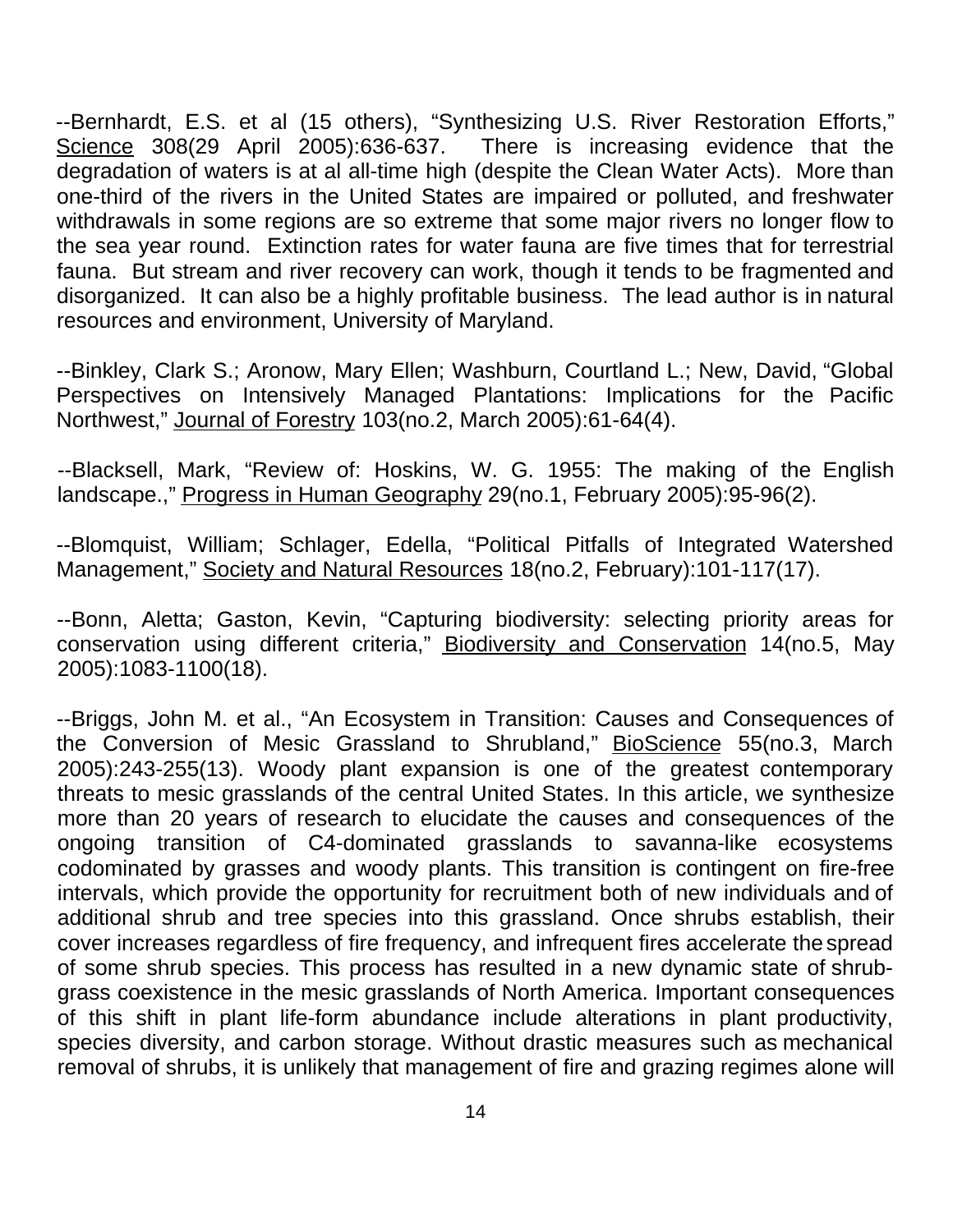--Bernhardt, E.S. et al (15 others), "Synthesizing U.S. River Restoration Efforts," Science 308(29 April 2005):636-637. There is increasing evidence that the degradation of waters is at al all-time high (despite the Clean Water Acts). More than one-third of the rivers in the United States are impaired or polluted, and freshwater withdrawals in some regions are so extreme that some major rivers no longer flow to the sea year round. Extinction rates for water fauna are five times that for terrestrial fauna. But stream and river recovery can work, though it tends to be fragmented and disorganized. It can also be a highly profitable business. The lead author is in natural resources and environment, University of Maryland.

--Binkley, Clark S.; Aronow, Mary Ellen; Washburn, Courtland L.; New, David, "Global Perspectives on Intensively Managed Plantations: Implications for the Pacific Northwest," Journal of Forestry 103(no.2, March 2005):61-64(4).

--Blacksell, Mark, "Review of: Hoskins, W. G. 1955: The making of the English landscape.," Progress in Human Geography 29(no.1, February 2005):95-96(2).

--Blomquist, William; Schlager, Edella, "Political Pitfalls of Integrated Watershed Management," Society and Natural Resources 18(no.2, February):101-117(17).

--Bonn, Aletta; Gaston, Kevin, "Capturing biodiversity: selecting priority areas for conservation using different criteria," Biodiversity and Conservation 14(no.5, May 2005):1083-1100(18).

--Briggs, John M. et al., "An Ecosystem in Transition: Causes and Consequences of the Conversion of Mesic Grassland to Shrubland," BioScience 55(no.3, March 2005):243-255(13). Woody plant expansion is one of the greatest contemporary threats to mesic grasslands of the central United States. In this article, we synthesize more than 20 years of research to elucidate the causes and consequences of the ongoing transition of C4-dominated grasslands to savanna-like ecosystems codominated by grasses and woody plants. This transition is contingent on fire-free intervals, which provide the opportunity for recruitment both of new individuals and of additional shrub and tree species into this grassland. Once shrubs establish, their cover increases regardless of fire frequency, and infrequent fires accelerate the spread of some shrub species. This process has resulted in a new dynamic state of shrub-grass coexistence in the mesic grasslands of North America. Important consequences of this shift in plant life-form abundance include alterations in plant productivity, species diversity, and carbon storage. Without drastic measures such as mechanical removal of shrubs, it is unlikely that management of fire and grazing regimes alone will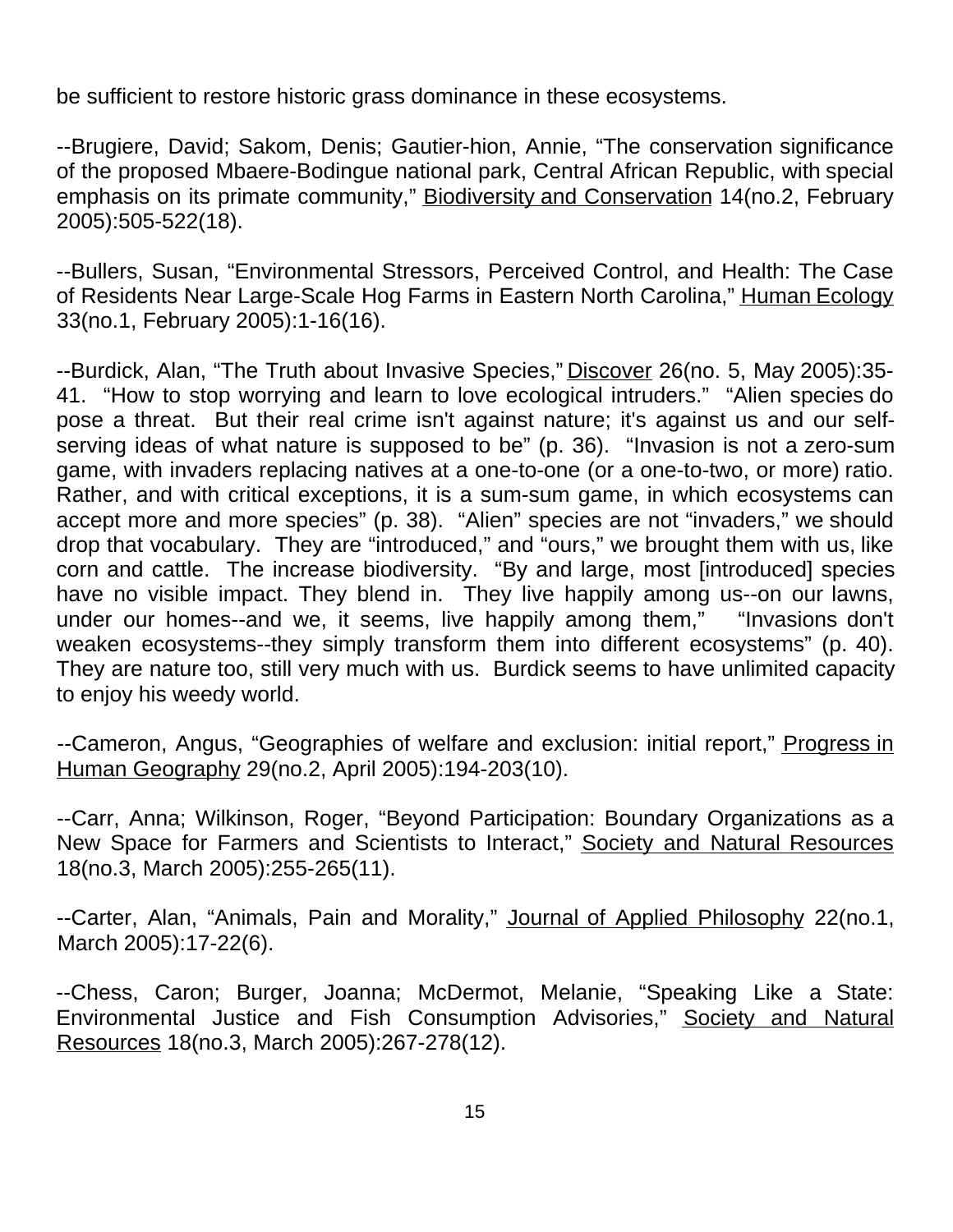be sufficient to restore historic grass dominance in these ecosystems.

--Brugiere, David; Sakom, Denis; Gautier-hion, Annie, "The conservation significance of the proposed Mbaere-Bodingue national park, Central African Republic, with special emphasis on its primate community," Biodiversity and Conservation 14(no.2, February 2005):505-522(18).

--Bullers, Susan, "Environmental Stressors, Perceived Control, and Health: The Case of Residents Near Large-Scale Hog Farms in Eastern North Carolina," Human Ecology 33(no.1, February 2005):1-16(16).

--Burdick, Alan, "The Truth about Invasive Species," Discover 26(no. 5, May 2005):35-41. "How to stop worrying and learn to love ecological intruders." "Alien species do pose a threat. But their real crime isn't against nature; it's against us and our self-serving ideas of what nature is supposed to be" (p. 36). "Invasion is not a zero-sum game, with invaders replacing natives at a one-to-one (or a one-to-two, or more) ratio. Rather, and with critical exceptions, it is a sum-sum game, in which ecosystems can accept more and more species" (p. 38). "Alien" species are not "invaders," we should drop that vocabulary. They are "introduced," and "ours," we brought them with us, like corn and cattle. The increase biodiversity. "By and large, most [introduced] species have no visible impact. They blend in. They live happily among us--on our lawns, under our homes--and we, it seems, live happily among them," "Invasions don't weaken ecosystems--they simply transform them into different ecosystems" (p. 40). They are nature too, still very much with us. Burdick seems to have unlimited capacity to enjoy his weedy world.

--Cameron, Angus, "Geographies of welfare and exclusion: initial report," Progress in Human Geography 29(no.2, April 2005):194-203(10).

--Carr, Anna; Wilkinson, Roger, "Beyond Participation: Boundary Organizations as a New Space for Farmers and Scientists to Interact," Society and Natural Resources 18(no.3, March 2005):255-265(11).

--Carter, Alan, "Animals, Pain and Morality," Journal of Applied Philosophy 22(no.1, March 2005):17-22(6).

--Chess, Caron; Burger, Joanna; McDermot, Melanie, "Speaking Like a State: Environmental Justice and Fish Consumption Advisories," Society and Natural Resources 18(no.3, March 2005):267-278(12).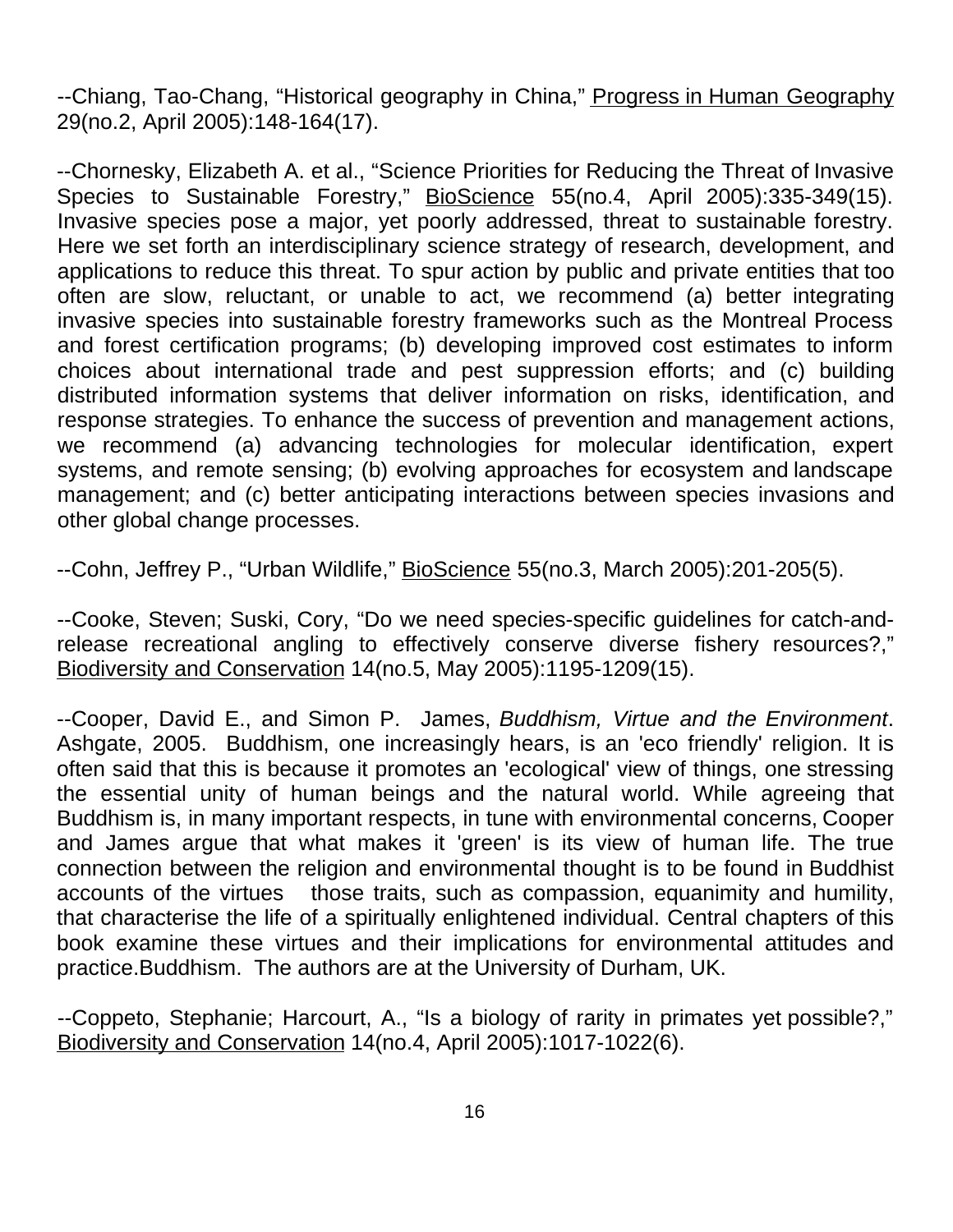--Chiang, Tao-Chang, "Historical geography in China," Progress in Human Geography 29(no.2, April 2005):148-164(17).

--Chornesky, Elizabeth A. et al., "Science Priorities for Reducing the Threat of Invasive Species to Sustainable Forestry," BioScience 55(no.4, April 2005):335-349(15). Invasive species pose a major, yet poorly addressed, threat to sustainable forestry. Here we set forth an interdisciplinary science strategy of research, development, and applications to reduce this threat. To spur action by public and private entities that too often are slow, reluctant, or unable to act, we recommend (a) better integrating invasive species into sustainable forestry frameworks such as the Montreal Process and forest certification programs; (b) developing improved cost estimates to inform choices about international trade and pest suppression efforts; and (c) building distributed information systems that deliver information on risks, identification, and response strategies. To enhance the success of prevention and management actions, we recommend (a) advancing technologies for molecular identification, expert systems, and remote sensing; (b) evolving approaches for ecosystem and landscape management; and (c) better anticipating interactions between species invasions and other global change processes.

--Cohn, Jeffrey P., "Urban Wildlife," BioScience 55(no.3, March 2005):201-205(5).

--Cooke, Steven; Suski, Cory, "Do we need species-specific guidelines for catch-and-release recreational angling to effectively conserve diverse fishery resources?," Biodiversity and Conservation 14(no.5, May 2005):1195-1209(15).

--Cooper, David E., and Simon P. James, *Buddhism, Virtue and the Environment*. Ashgate, 2005. Buddhism, one increasingly hears, is an 'eco friendly' religion. It is often said that this is because it promotes an 'ecological' view of things, one stressing the essential unity of human beings and the natural world. While agreeing that Buddhism is, in many important respects, in tune with environmental concerns, Cooper and James argue that what makes it 'green' is its view of human life. The true connection between the religion and environmental thought is to be found in Buddhist accounts of the virtues those traits, such as compassion, equanimity and humility, that characterise the life of a spiritually enlightened individual. Central chapters of this book examine these virtues and their implications for environmental attitudes and practice.Buddhism. The authors are at the University of Durham, UK.

--Coppeto, Stephanie; Harcourt, A., "Is a biology of rarity in primates yet possible?," Biodiversity and Conservation 14(no.4, April 2005):1017-1022(6).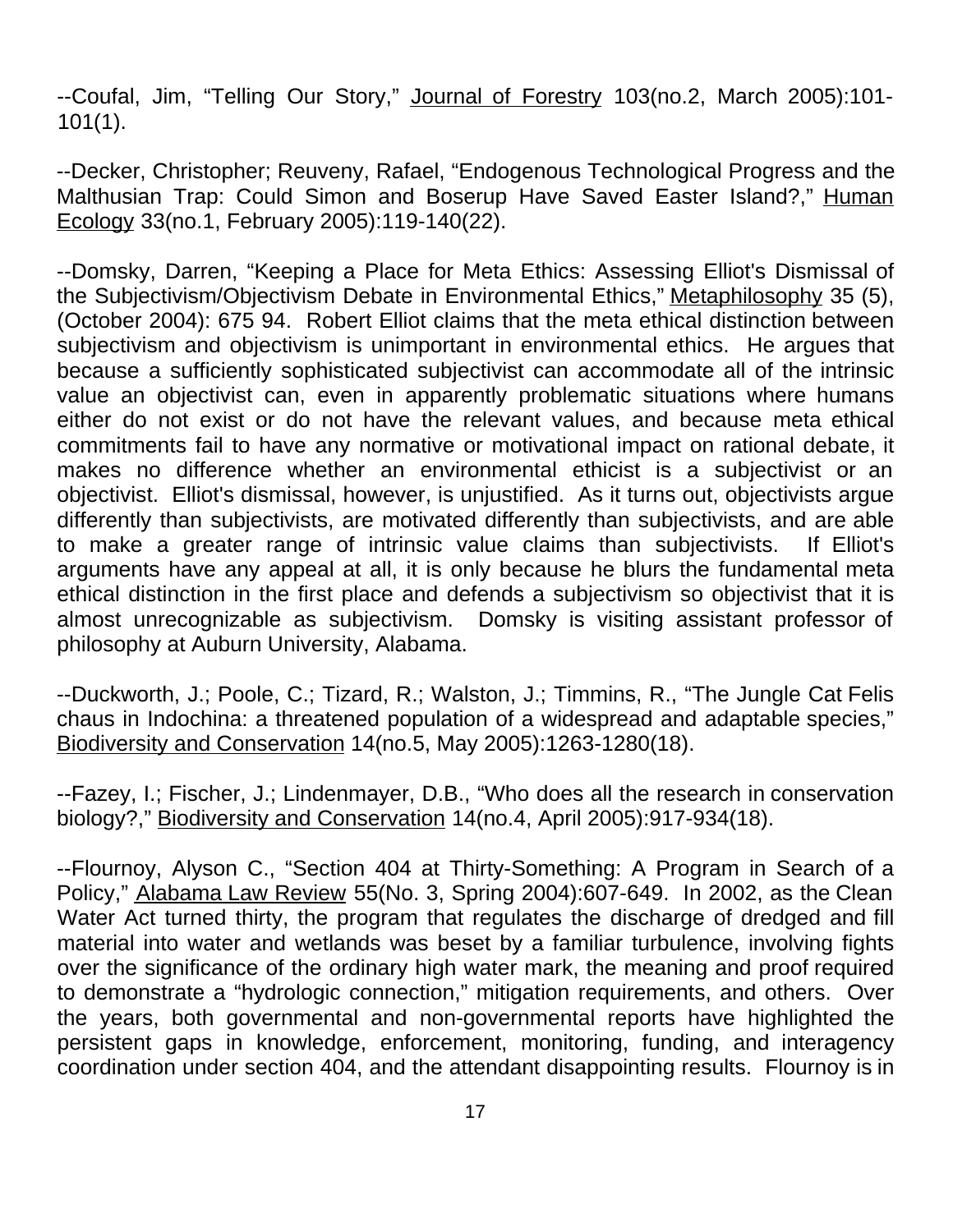--Coufal, Jim, "Telling Our Story," Journal of Forestry 103(no.2, March 2005):101-101(1).

--Decker, Christopher; Reuveny, Rafael, "Endogenous Technological Progress and the Malthusian Trap: Could Simon and Boserup Have Saved Easter Island?," Human Ecology 33(no.1, February 2005):119-140(22).

--Domsky, Darren, "Keeping a Place for Meta Ethics: Assessing Elliot's Dismissal of the Subjectivism/Objectivism Debate in Environmental Ethics," Metaphilosophy 35 (5), (October 2004): 675 94. Robert Elliot claims that the meta ethical distinction between subjectivism and objectivism is unimportant in environmental ethics. He argues that because a sufficiently sophisticated subjectivist can accommodate all of the intrinsic value an objectivist can, even in apparently problematic situations where humans either do not exist or do not have the relevant values, and because meta ethical commitments fail to have any normative or motivational impact on rational debate, it makes no difference whether an environmental ethicist is a subjectivist or an objectivist. Elliot's dismissal, however, is unjustified. As it turns out, objectivists argue differently than subjectivists, are motivated differently than subjectivists, and are able to make a greater range of intrinsic value claims than subjectivists. If Elliot's arguments have any appeal at all, it is only because he blurs the fundamental meta ethical distinction in the first place and defends a subjectivism so objectivist that it is almost unrecognizable as subjectivism. Domsky is visiting assistant professor of philosophy at Auburn University, Alabama.

--Duckworth, J.; Poole, C.; Tizard, R.; Walston, J.; Timmins, R., "The Jungle Cat Felis chaus in Indochina: a threatened population of a widespread and adaptable species," Biodiversity and Conservation 14(no.5, May 2005):1263-1280(18).

--Fazey, I.; Fischer, J.; Lindenmayer, D.B., "Who does all the research in conservation biology?," Biodiversity and Conservation 14(no.4, April 2005):917-934(18).

--Flournoy, Alyson C., "Section 404 at Thirty-Something: A Program in Search of a Policy," Alabama Law Review 55(No. 3, Spring 2004):607-649. In 2002, as the Clean Water Act turned thirty, the program that regulates the discharge of dredged and fill material into water and wetlands was beset by a familiar turbulence, involving fights over the significance of the ordinary high water mark, the meaning and proof required to demonstrate a "hydrologic connection," mitigation requirements, and others. Over the years, both governmental and non-governmental reports have highlighted the persistent gaps in knowledge, enforcement, monitoring, funding, and interagency coordination under section 404, and the attendant disappointing results. Flournoy is in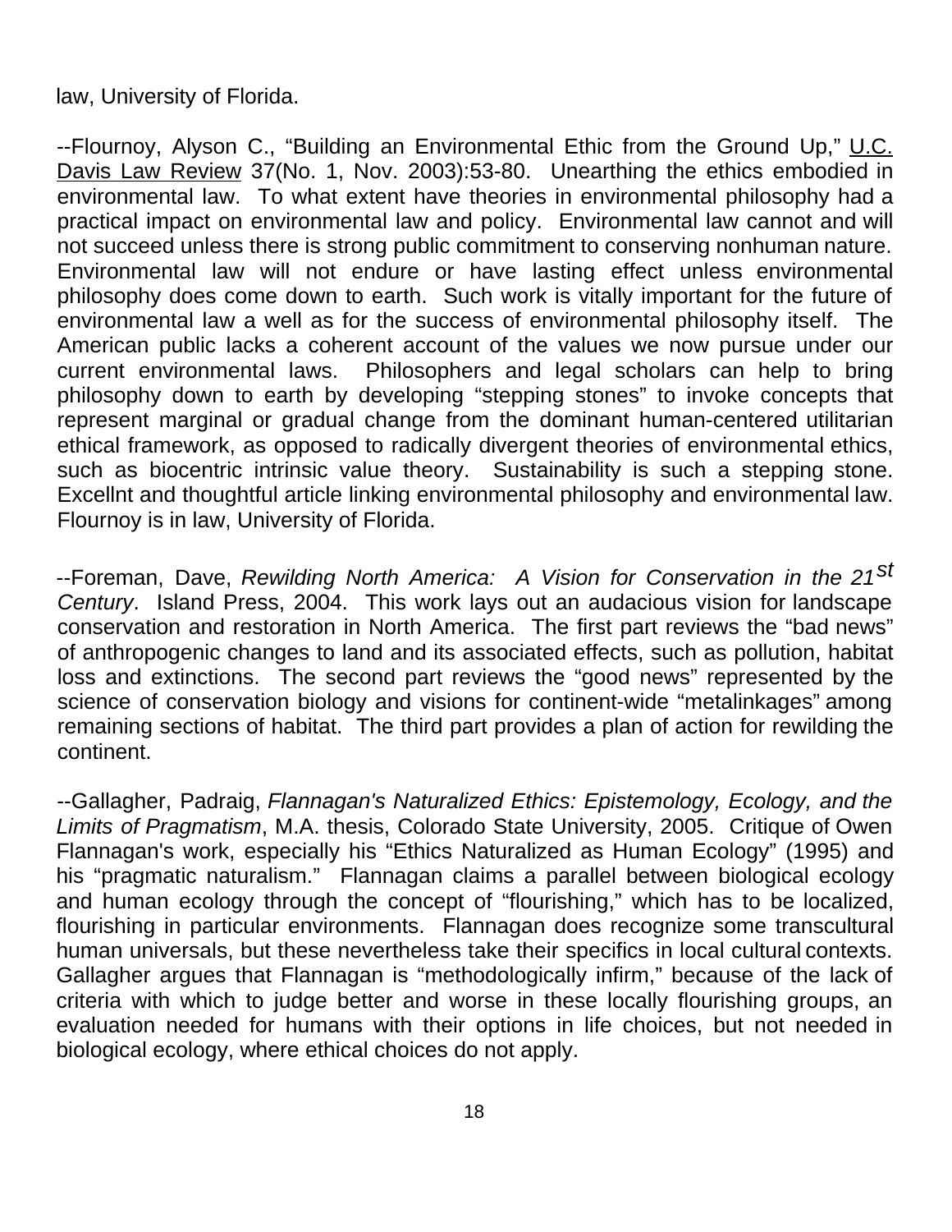law, University of Florida.

--Flournoy, Alyson C., "Building an Environmental Ethic from the Ground Up," U.C. Davis Law Review 37(No. 1, Nov. 2003):53-80. Unearthing the ethics embodied in environmental law. To what extent have theories in environmental philosophy had a practical impact on environmental law and policy. Environmental law cannot and will not succeed unless there is strong public commitment to conserving nonhuman nature. Environmental law will not endure or have lasting effect unless environmental philosophy does come down to earth. Such work is vitally important for the future of environmental law a well as for the success of environmental philosophy itself. The American public lacks a coherent account of the values we now pursue under our current environmental laws. Philosophers and legal scholars can help to bring philosophy down to earth by developing "stepping stones" to invoke concepts that represent marginal or gradual change from the dominant human-centered utilitarian ethical framework, as opposed to radically divergent theories of environmental ethics, such as biocentric intrinsic value theory. Sustainability is such a stepping stone. Excellnt and thoughtful article linking environmental philosophy and environmental law. Flournoy is in law, University of Florida.

--Foreman, Dave, *Rewilding North America: A Vision for Conservation in the 21st Century*. Island Press, 2004. This work lays out an audacious vision for landscape conservation and restoration in North America. The first part reviews the "bad news" of anthropogenic changes to land and its associated effects, such as pollution, habitat loss and extinctions. The second part reviews the "good news" represented by the science of conservation biology and visions for continent-wide "metalinkages" among remaining sections of habitat. The third part provides a plan of action for rewilding the continent.

--Gallagher, Padraig, *Flannagan's Naturalized Ethics: Epistemology, Ecology, and the Limits of Pragmatism*, M.A. thesis, Colorado State University, 2005. Critique of Owen Flannagan's work, especially his "Ethics Naturalized as Human Ecology" (1995) and his "pragmatic naturalism." Flannagan claims a parallel between biological ecology and human ecology through the concept of "flourishing," which has to be localized, flourishing in particular environments. Flannagan does recognize some transcultural human universals, but these nevertheless take their specifics in local cultural contexts. Gallagher argues that Flannagan is "methodologically infirm," because of the lack of criteria with which to judge better and worse in these locally flourishing groups, an evaluation needed for humans with their options in life choices, but not needed in biological ecology, where ethical choices do not apply.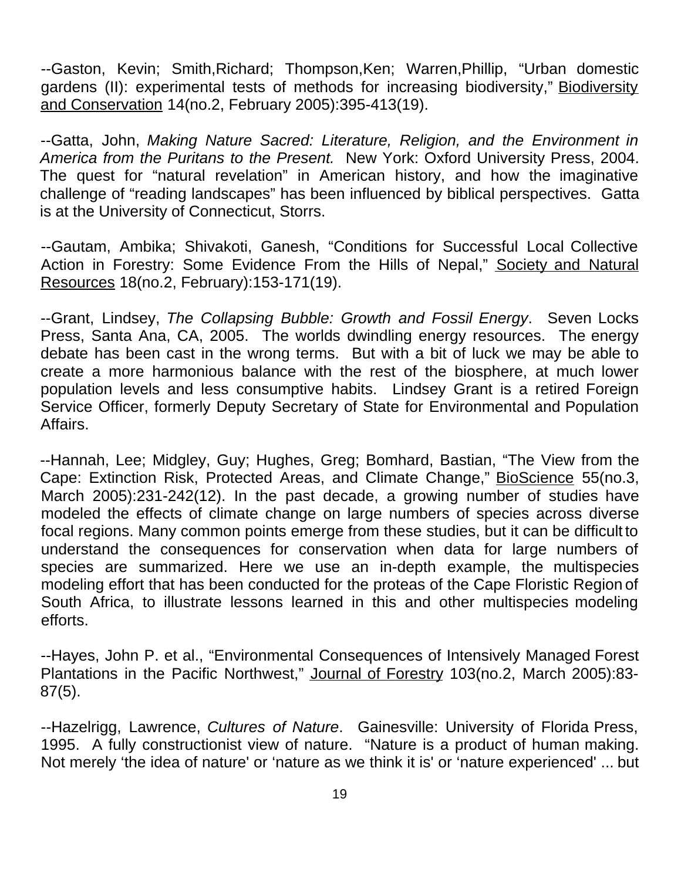--Gaston, Kevin; Smith,Richard; Thompson,Ken; Warren,Phillip, "Urban domestic gardens (II): experimental tests of methods for increasing biodiversity," Biodiversity and Conservation 14(no.2, February 2005):395-413(19).

--Gatta, John, *Making Nature Sacred: Literature, Religion, and the Environment in America from the Puritans to the Present.* New York: Oxford University Press, 2004. The quest for "natural revelation" in American history, and how the imaginative challenge of "reading landscapes" has been influenced by biblical perspectives. Gatta is at the University of Connecticut, Storrs.

--Gautam, Ambika; Shivakoti, Ganesh, "Conditions for Successful Local Collective Action in Forestry: Some Evidence From the Hills of Nepal," Society and Natural Resources 18(no.2, February):153-171(19).

--Grant, Lindsey, *The Collapsing Bubble: Growth and Fossil Energy*. Seven Locks Press, Santa Ana, CA, 2005. The worlds dwindling energy resources. The energy debate has been cast in the wrong terms. But with a bit of luck we may be able to create a more harmonious balance with the rest of the biosphere, at much lower population levels and less consumptive habits. Lindsey Grant is a retired Foreign Service Officer, formerly Deputy Secretary of State for Environmental and Population Affairs.

--Hannah, Lee; Midgley, Guy; Hughes, Greg; Bomhard, Bastian, "The View from the Cape: Extinction Risk, Protected Areas, and Climate Change," BioScience 55(no.3, March 2005):231-242(12). In the past decade, a growing number of studies have modeled the effects of climate change on large numbers of species across diverse focal regions. Many common points emerge from these studies, but it can be difficult to understand the consequences for conservation when data for large numbers of species are summarized. Here we use an in-depth example, the multispecies modeling effort that has been conducted for the proteas of the Cape Floristic Region of South Africa, to illustrate lessons learned in this and other multispecies modeling efforts.

--Hayes, John P. et al., "Environmental Consequences of Intensively Managed Forest Plantations in the Pacific Northwest," Journal of Forestry 103(no.2, March 2005):83-87(5).

--Hazelrigg, Lawrence, *Cultures of Nature*. Gainesville: University of Florida Press, 1995. A fully constructionist view of nature. "Nature is a product of human making. Not merely 'the idea of nature' or 'nature as we think it is' or 'nature experienced' ... but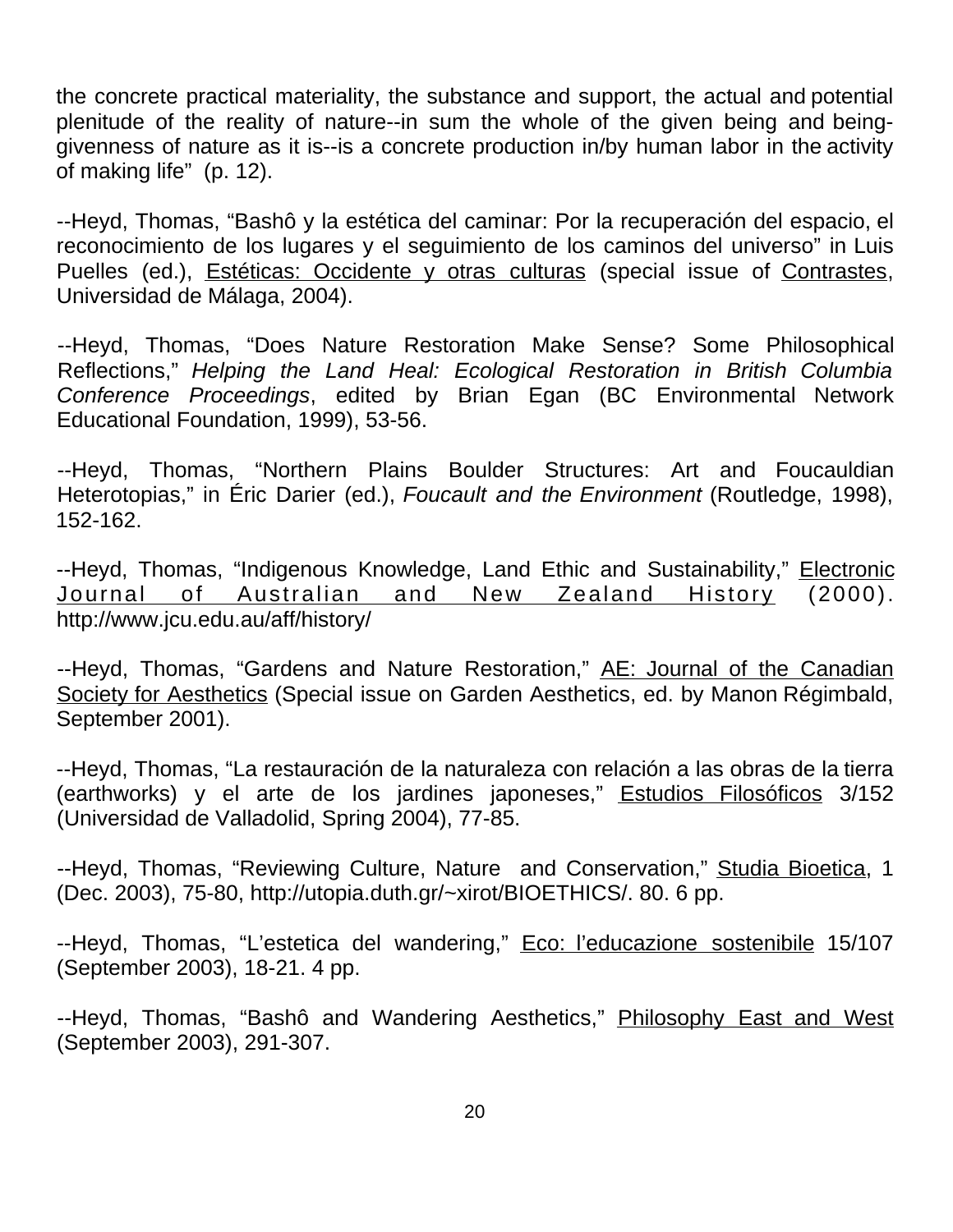the concrete practical materiality, the substance and support, the actual and potential plenitude of the reality of nature--in sum the whole of the given being and being-givenness of nature as it is--is a concrete production in/by human labor in the activity of making life" (p. 12).

--Heyd, Thomas, "Bashô y la estética del caminar: Por la recuperación del espacio, el reconocimiento de los lugares y el seguimiento de los caminos del universo" in Luis Puelles (ed.), <u>Estéticas: Occidente y otras culturas</u> (special issue of <u>Contrastes</u>, Universidad de Málaga, 2004).

--Heyd, Thomas, "Does Nature Restoration Make Sense? Some Philosophical Reflections," *Helping the Land Heal: Ecological Restoration in British Columbia Conference Proceedings*, edited by Brian Egan (BC Environmental Network Educational Foundation, 1999), 53-56.

--Heyd, Thomas, "Northern Plains Boulder Structures: Art and Foucauldian Heterotopias," in Éric Darier (ed.), *Foucault and the Environment* (Routledge, 1998), 152-162.

--Heyd, Thomas, "Indigenous Knowledge, Land Ethic and Sustainability," <u>Electronic Journal of Australian and New Zealand History</u> (2000). http://www.jcu.edu.au/aff/history/

--Heyd, Thomas, "Gardens and Nature Restoration," <u>AE: Journal of the Canadian Society for Aesthetics</u> (Special issue on Garden Aesthetics, ed. by Manon Régimbald, September 2001).

--Heyd, Thomas, "La restauración de la naturaleza con relación a las obras de la tierra (earthworks) y el arte de los jardines japoneses," <u>Estudios Filosóficos</u> 3/152 (Universidad de Valladolid, Spring 2004), 77-85.

--Heyd, Thomas, "Reviewing Culture, Nature and Conservation," <u>Studia Bioetica</u>, 1 (Dec. 2003), 75-80, http://utopia.duth.gr/~xirot/BIOETHICS/. 80. 6 pp.

--Heyd, Thomas, "L'estetica del wandering," <u>Eco: l'educazione sostenibile</u> 15/107 (September 2003), 18-21. 4 pp.

--Heyd, Thomas, "Bashô and Wandering Aesthetics," <u>Philosophy East and West</u> (September 2003), 291-307.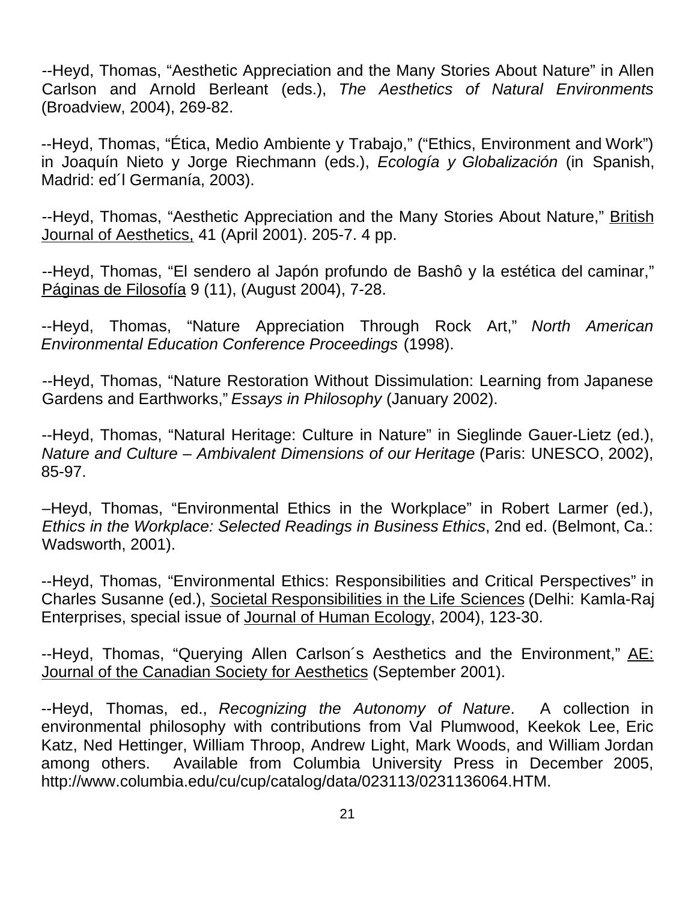--Heyd, Thomas, “Aesthetic Appreciation and the Many Stories About Nature” in Allen Carlson and Arnold Berleant (eds.), *The Aesthetics of Natural Environments* (Broadview, 2004), 269-82.

--Heyd, Thomas, “Ética, Medio Ambiente y Trabajo,” (“Ethics, Environment and Work”) in Joaquín Nieto y Jorge Riechmann (eds.), *Ecología y Globalización* (in Spanish, Madrid: ed´l Germanía, 2003).

--Heyd, Thomas, “Aesthetic Appreciation and the Many Stories About Nature,” British Journal of Aesthetics, 41 (April 2001). 205-7. 4 pp.

--Heyd, Thomas, “El sendero al Japón profundo de Bashô y la estética del caminar,” Páginas de Filosofía 9 (11), (August 2004), 7-28.

--Heyd, Thomas, “Nature Appreciation Through Rock Art,” *North American Environmental Education Conference Proceedings* (1998).

--Heyd, Thomas, “Nature Restoration Without Dissimulation: Learning from Japanese Gardens and Earthworks,” *Essays in Philosophy* (January 2002).

--Heyd, Thomas, “Natural Heritage: Culture in Nature” in Sieglinde Gauer-Lietz (ed.), *Nature and Culture – Ambivalent Dimensions of our Heritage* (Paris: UNESCO, 2002), 85-97.

–Heyd, Thomas, “Environmental Ethics in the Workplace” in Robert Larmer (ed.), *Ethics in the Workplace: Selected Readings in Business Ethics*, 2nd ed. (Belmont, Ca.: Wadsworth, 2001).

--Heyd, Thomas, “Environmental Ethics: Responsibilities and Critical Perspectives” in Charles Susanne (ed.), Societal Responsibilities in the Life Sciences (Delhi: Kamla-Raj Enterprises, special issue of Journal of Human Ecology, 2004), 123-30.

--Heyd, Thomas, “Querying Allen Carlson´s Aesthetics and the Environment,” AE: Journal of the Canadian Society for Aesthetics (September 2001).

--Heyd, Thomas, ed., *Recognizing the Autonomy of Nature*. A collection in environmental philosophy with contributions from Val Plumwood, Keekok Lee, Eric Katz, Ned Hettinger, William Throop, Andrew Light, Mark Woods, and William Jordan among others. Available from Columbia University Press in December 2005, http://www.columbia.edu/cu/cup/catalog/data/023113/0231136064.HTM.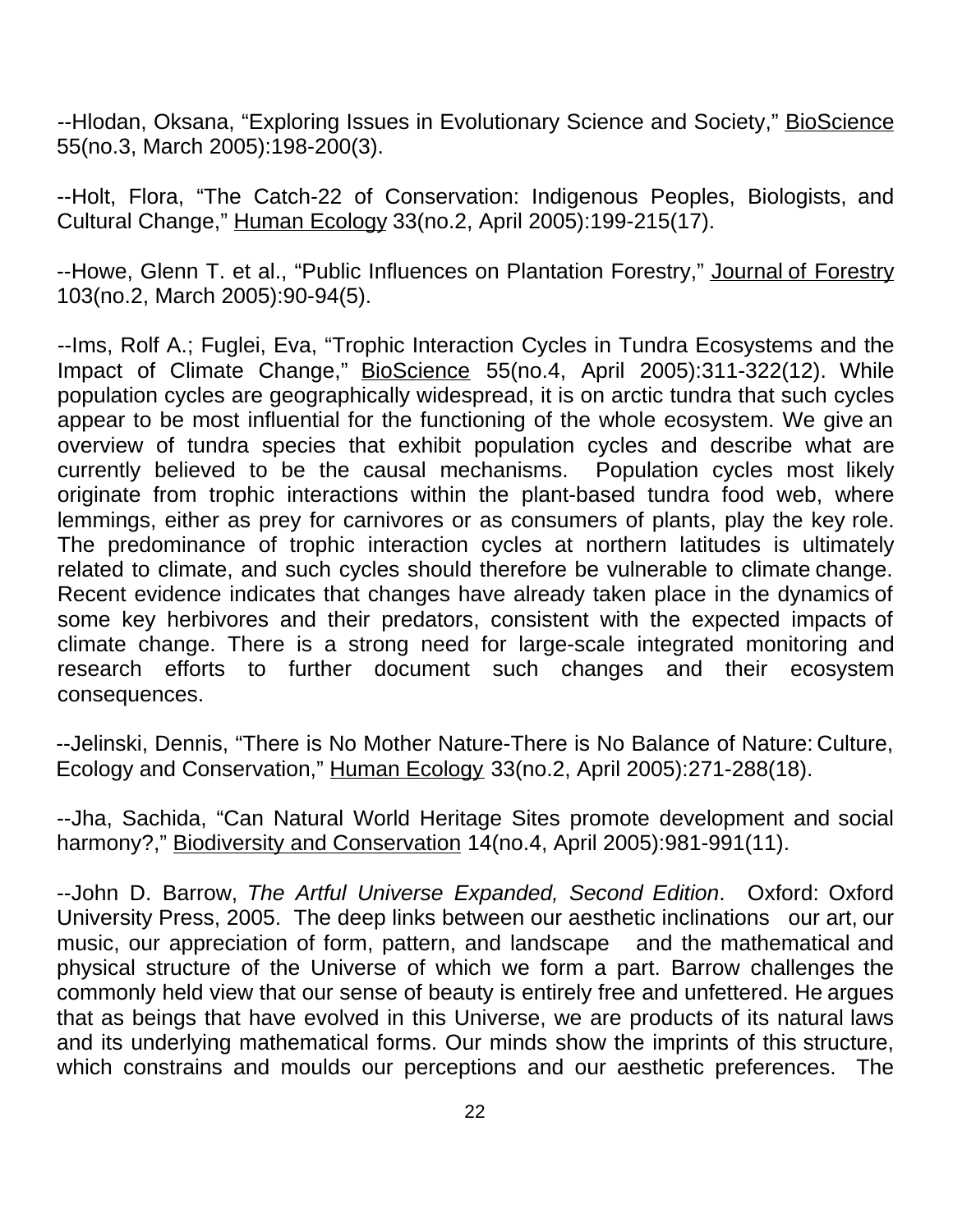--Hlodan, Oksana, “Exploring Issues in Evolutionary Science and Society,” <u>BioScience</u> 55(no.3, March 2005):198-200(3).

--Holt, Flora, “The Catch-22 of Conservation: Indigenous Peoples, Biologists, and Cultural Change,” <u>Human Ecology</u> 33(no.2, April 2005):199-215(17).

--Howe, Glenn T. et al., “Public Influences on Plantation Forestry,” <u>Journal of Forestry</u> 103(no.2, March 2005):90-94(5).

--Ims, Rolf A.; Fuglei, Eva, “Trophic Interaction Cycles in Tundra Ecosystems and the Impact of Climate Change,” <u>BioScience</u> 55(no.4, April 2005):311-322(12). While population cycles are geographically widespread, it is on arctic tundra that such cycles appear to be most influential for the functioning of the whole ecosystem. We give an overview of tundra species that exhibit population cycles and describe what are currently believed to be the causal mechanisms. Population cycles most likely originate from trophic interactions within the plant-based tundra food web, where lemmings, either as prey for carnivores or as consumers of plants, play the key role. The predominance of trophic interaction cycles at northern latitudes is ultimately related to climate, and such cycles should therefore be vulnerable to climate change. Recent evidence indicates that changes have already taken place in the dynamics of some key herbivores and their predators, consistent with the expected impacts of climate change. There is a strong need for large-scale integrated monitoring and research efforts to further document such changes and their ecosystem consequences.

--Jelinski, Dennis, “There is No Mother Nature-There is No Balance of Nature: Culture, Ecology and Conservation,” <u>Human Ecology</u> 33(no.2, April 2005):271-288(18).

--Jha, Sachida, “Can Natural World Heritage Sites promote development and social harmony?,” <u>Biodiversity and Conservation</u> 14(no.4, April 2005):981-991(11).

--John D. Barrow, *The Artful Universe Expanded, Second Edition*. Oxford: Oxford University Press, 2005. The deep links between our aesthetic inclinations our art, our music, our appreciation of form, pattern, and landscape and the mathematical and physical structure of the Universe of which we form a part. Barrow challenges the commonly held view that our sense of beauty is entirely free and unfettered. He argues that as beings that have evolved in this Universe, we are products of its natural laws and its underlying mathematical forms. Our minds show the imprints of this structure, which constrains and moulds our perceptions and our aesthetic preferences. The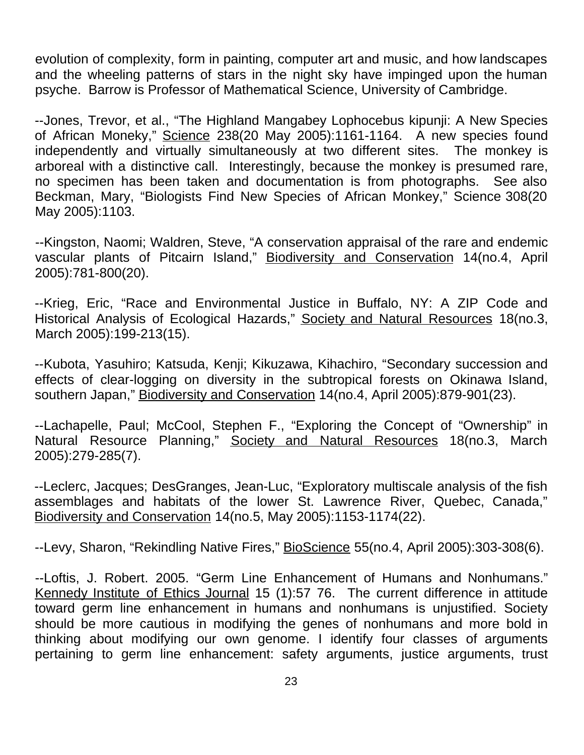evolution of complexity, form in painting, computer art and music, and how landscapes and the wheeling patterns of stars in the night sky have impinged upon the human psyche. Barrow is Professor of Mathematical Science, University of Cambridge.

--Jones, Trevor, et al., "The Highland Mangabey Lophocebus kipunji: A New Species of African Moneky," Science 238(20 May 2005):1161-1164. A new species found independently and virtually simultaneously at two different sites. The monkey is arboreal with a distinctive call. Interestingly, because the monkey is presumed rare, no specimen has been taken and documentation is from photographs. See also Beckman, Mary, "Biologists Find New Species of African Monkey," Science 308(20 May 2005):1103.

--Kingston, Naomi; Waldren, Steve, "A conservation appraisal of the rare and endemic vascular plants of Pitcairn Island," Biodiversity and Conservation 14(no.4, April 2005):781-800(20).

--Krieg, Eric, "Race and Environmental Justice in Buffalo, NY: A ZIP Code and Historical Analysis of Ecological Hazards," Society and Natural Resources 18(no.3, March 2005):199-213(15).

--Kubota, Yasuhiro; Katsuda, Kenji; Kikuzawa, Kihachiro, "Secondary succession and effects of clear-logging on diversity in the subtropical forests on Okinawa Island, southern Japan," Biodiversity and Conservation 14(no.4, April 2005):879-901(23).

--Lachapelle, Paul; McCool, Stephen F., "Exploring the Concept of "Ownership" in Natural Resource Planning," Society and Natural Resources 18(no.3, March 2005):279-285(7).

--Leclerc, Jacques; DesGranges, Jean-Luc, "Exploratory multiscale analysis of the fish assemblages and habitats of the lower St. Lawrence River, Quebec, Canada," Biodiversity and Conservation 14(no.5, May 2005):1153-1174(22).

--Levy, Sharon, "Rekindling Native Fires," BioScience 55(no.4, April 2005):303-308(6).

--Loftis, J. Robert. 2005. "Germ Line Enhancement of Humans and Nonhumans." Kennedy Institute of Ethics Journal 15 (1):57 76. The current difference in attitude toward germ line enhancement in humans and nonhumans is unjustified. Society should be more cautious in modifying the genes of nonhumans and more bold in thinking about modifying our own genome. I identify four classes of arguments pertaining to germ line enhancement: safety arguments, justice arguments, trust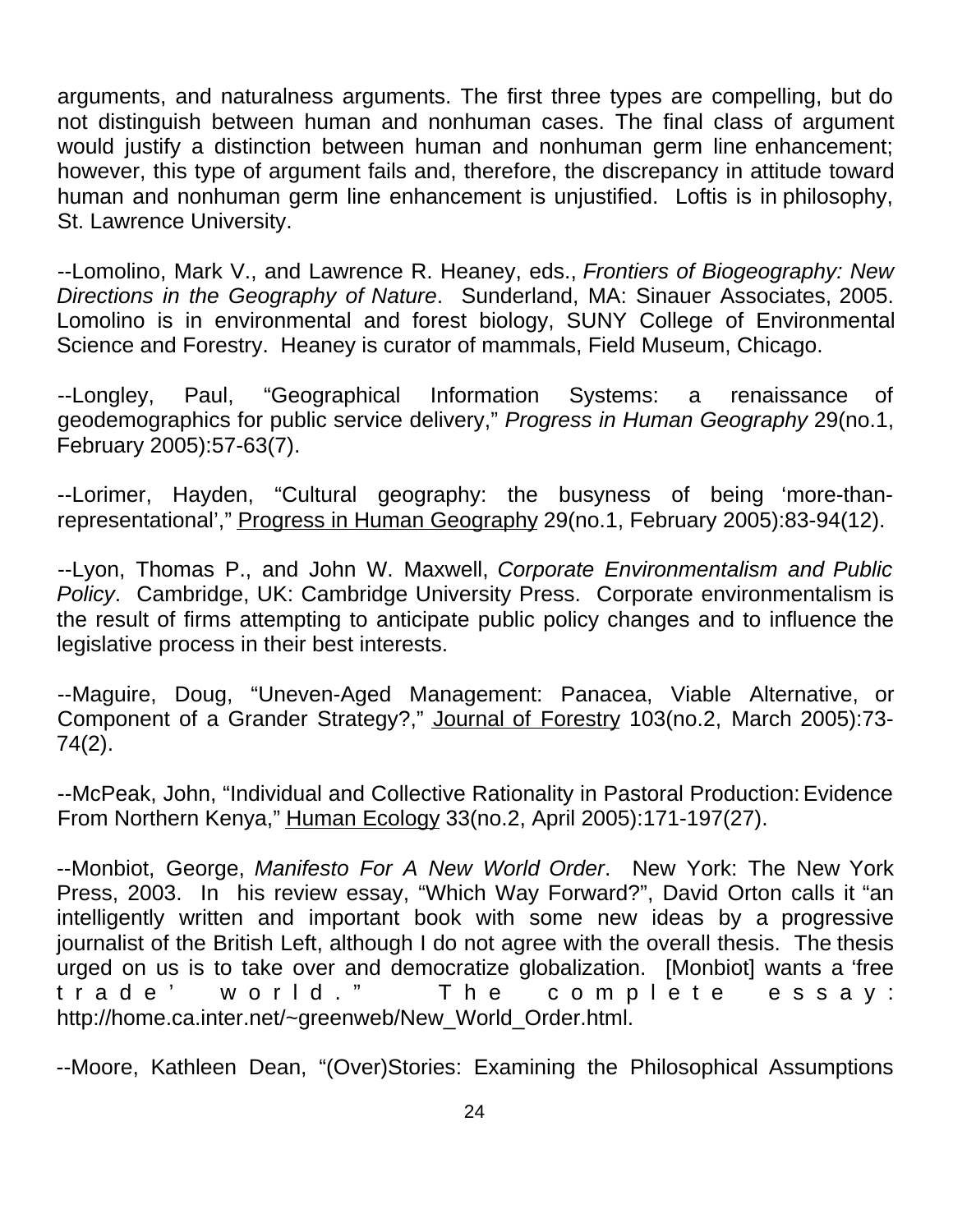arguments, and naturalness arguments. The first three types are compelling, but do not distinguish between human and nonhuman cases. The final class of argument would justify a distinction between human and nonhuman germ line enhancement; however, this type of argument fails and, therefore, the discrepancy in attitude toward human and nonhuman germ line enhancement is unjustified. Loftis is in philosophy, St. Lawrence University.

--Lomolino, Mark V., and Lawrence R. Heaney, eds., *Frontiers of Biogeography: New Directions in the Geography of Nature*. Sunderland, MA: Sinauer Associates, 2005. Lomolino is in environmental and forest biology, SUNY College of Environmental Science and Forestry. Heaney is curator of mammals, Field Museum, Chicago.

--Longley, Paul, "Geographical Information Systems: a renaissance of geodemographics for public service delivery," *Progress in Human Geography* 29(no.1, February 2005):57-63(7).

--Lorimer, Hayden, "Cultural geography: the busyness of being 'more-than-representational'," Progress in Human Geography 29(no.1, February 2005):83-94(12).

--Lyon, Thomas P., and John W. Maxwell, *Corporate Environmentalism and Public Policy*. Cambridge, UK: Cambridge University Press. Corporate environmentalism is the result of firms attempting to anticipate public policy changes and to influence the legislative process in their best interests.

--Maguire, Doug, "Uneven-Aged Management: Panacea, Viable Alternative, or Component of a Grander Strategy?," Journal of Forestry 103(no.2, March 2005):73-74(2).

--McPeak, John, "Individual and Collective Rationality in Pastoral Production: Evidence From Northern Kenya," Human Ecology 33(no.2, April 2005):171-197(27).

--Monbiot, George, *Manifesto For A New World Order*. New York: The New York Press, 2003. In his review essay, "Which Way Forward?", David Orton calls it "an intelligently written and important book with some new ideas by a progressive journalist of the British Left, although I do not agree with the overall thesis. The thesis urged on us is to take over and democratize globalization. [Monbiot] wants a 'free trade' world." The complete essay: http://home.ca.inter.net/~greenweb/New_World_Order.html.

--Moore, Kathleen Dean, "(Over)Stories: Examining the Philosophical Assumptions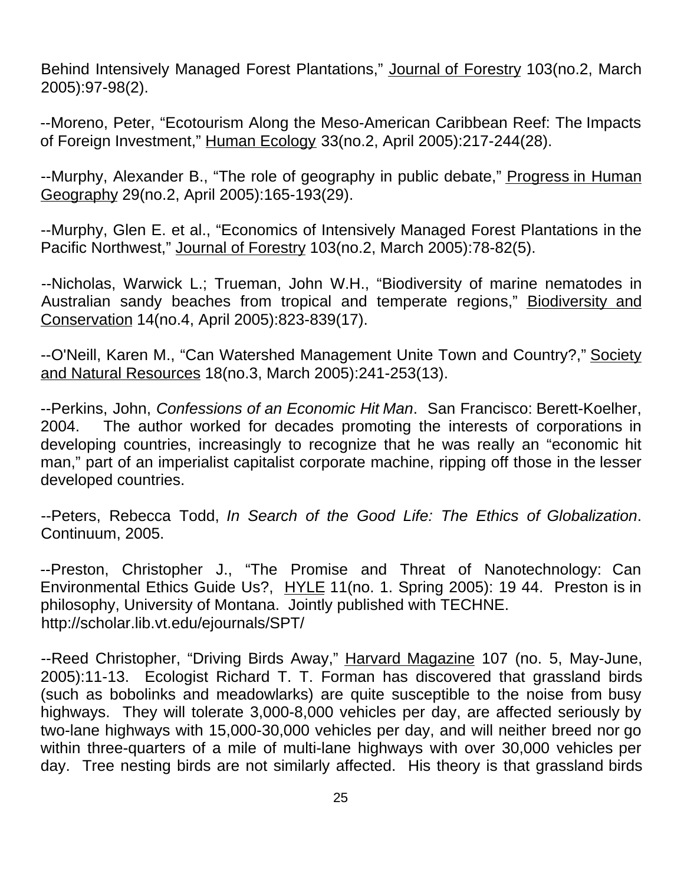Behind Intensively Managed Forest Plantations," Journal of Forestry 103(no.2, March 2005):97-98(2).

--Moreno, Peter, "Ecotourism Along the Meso-American Caribbean Reef: The Impacts of Foreign Investment," Human Ecology 33(no.2, April 2005):217-244(28).

--Murphy, Alexander B., "The role of geography in public debate," Progress in Human Geography 29(no.2, April 2005):165-193(29).

--Murphy, Glen E. et al., "Economics of Intensively Managed Forest Plantations in the Pacific Northwest," Journal of Forestry 103(no.2, March 2005):78-82(5).

--Nicholas, Warwick L.; Trueman, John W.H., "Biodiversity of marine nematodes in Australian sandy beaches from tropical and temperate regions," Biodiversity and Conservation 14(no.4, April 2005):823-839(17).

--O'Neill, Karen M., "Can Watershed Management Unite Town and Country?," Society and Natural Resources 18(no.3, March 2005):241-253(13).

--Perkins, John, *Confessions of an Economic Hit Man*. San Francisco: Berett-Koelher, 2004. The author worked for decades promoting the interests of corporations in developing countries, increasingly to recognize that he was really an "economic hit man," part of an imperialist capitalist corporate machine, ripping off those in the lesser developed countries.

--Peters, Rebecca Todd, *In Search of the Good Life: The Ethics of Globalization*. Continuum, 2005.

--Preston, Christopher J., "The Promise and Threat of Nanotechnology: Can Environmental Ethics Guide Us?, HYLE 11(no. 1. Spring 2005): 19 44. Preston is in philosophy, University of Montana. Jointly published with TECHNE. http://scholar.lib.vt.edu/ejournals/SPT/

--Reed Christopher, "Driving Birds Away," Harvard Magazine 107 (no. 5, May-June, 2005):11-13. Ecologist Richard T. T. Forman has discovered that grassland birds (such as bobolinks and meadowlarks) are quite susceptible to the noise from busy highways. They will tolerate 3,000-8,000 vehicles per day, are affected seriously by two-lane highways with 15,000-30,000 vehicles per day, and will neither breed nor go within three-quarters of a mile of multi-lane highways with over 30,000 vehicles per day. Tree nesting birds are not similarly affected. His theory is that grassland birds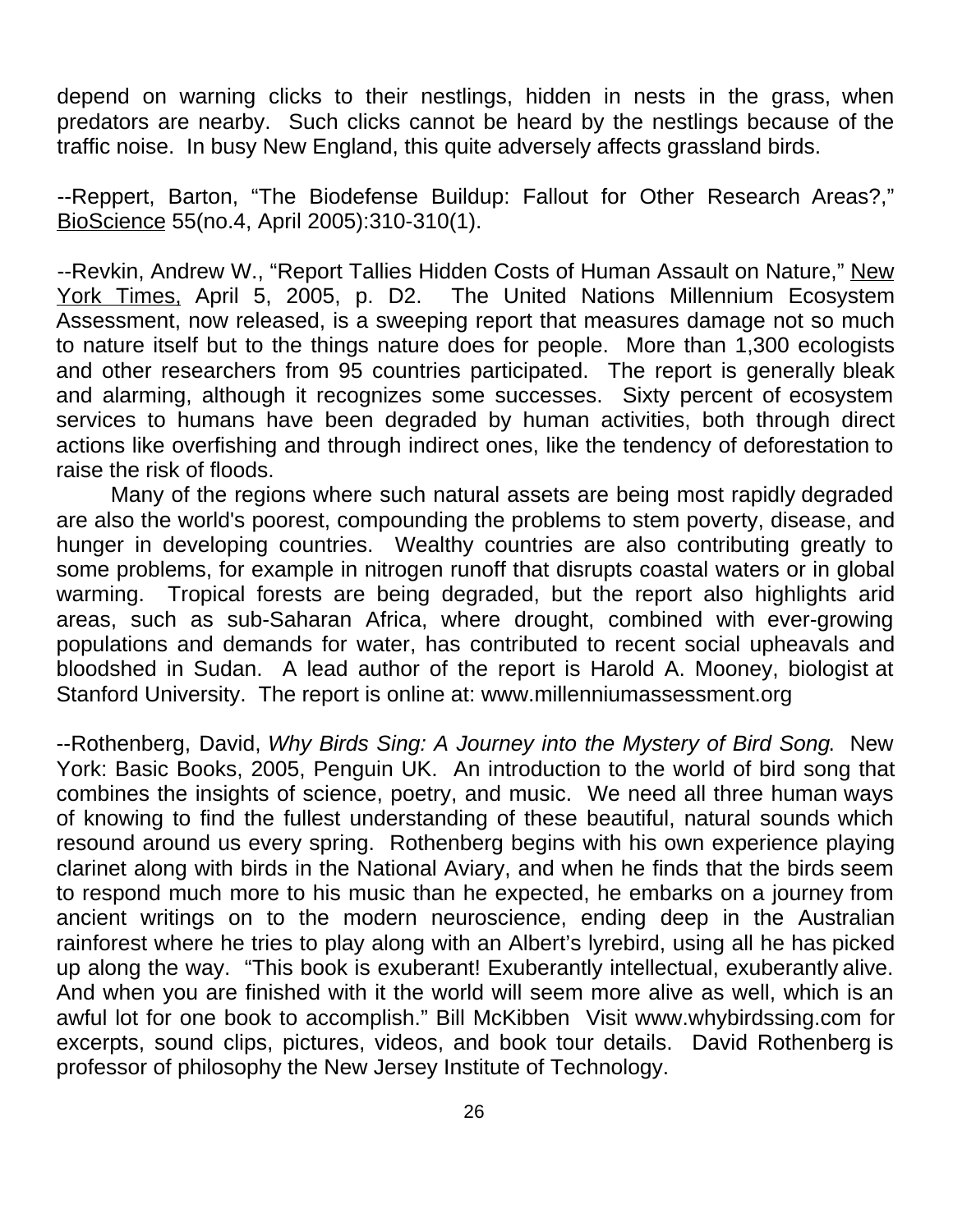depend on warning clicks to their nestlings, hidden in nests in the grass, when predators are nearby. Such clicks cannot be heard by the nestlings because of the traffic noise. In busy New England, this quite adversely affects grassland birds.

--Reppert, Barton, "The Biodefense Buildup: Fallout for Other Research Areas?," BioScience 55(no.4, April 2005):310-310(1).

--Revkin, Andrew W., "Report Tallies Hidden Costs of Human Assault on Nature," New York Times, April 5, 2005, p. D2. The United Nations Millennium Ecosystem Assessment, now released, is a sweeping report that measures damage not so much to nature itself but to the things nature does for people. More than 1,300 ecologists and other researchers from 95 countries participated. The report is generally bleak and alarming, although it recognizes some successes. Sixty percent of ecosystem services to humans have been degraded by human activities, both through direct actions like overfishing and through indirect ones, like the tendency of deforestation to raise the risk of floods.

Many of the regions where such natural assets are being most rapidly degraded are also the world's poorest, compounding the problems to stem poverty, disease, and hunger in developing countries. Wealthy countries are also contributing greatly to some problems, for example in nitrogen runoff that disrupts coastal waters or in global warming. Tropical forests are being degraded, but the report also highlights arid areas, such as sub-Saharan Africa, where drought, combined with ever-growing populations and demands for water, has contributed to recent social upheavals and bloodshed in Sudan. A lead author of the report is Harold A. Mooney, biologist at Stanford University. The report is online at: www.millenniumassessment.org

--Rothenberg, David, *Why Birds Sing: A Journey into the Mystery of Bird Song*. New York: Basic Books, 2005, Penguin UK. An introduction to the world of bird song that combines the insights of science, poetry, and music. We need all three human ways of knowing to find the fullest understanding of these beautiful, natural sounds which resound around us every spring. Rothenberg begins with his own experience playing clarinet along with birds in the National Aviary, and when he finds that the birds seem to respond much more to his music than he expected, he embarks on a journey from ancient writings on to the modern neuroscience, ending deep in the Australian rainforest where he tries to play along with an Albert's lyrebird, using all he has picked up along the way. "This book is exuberant! Exuberantly intellectual, exuberantly alive. And when you are finished with it the world will seem more alive as well, which is an awful lot for one book to accomplish." Bill McKibben Visit www.whybirdssing.com for excerpts, sound clips, pictures, videos, and book tour details. David Rothenberg is professor of philosophy the New Jersey Institute of Technology.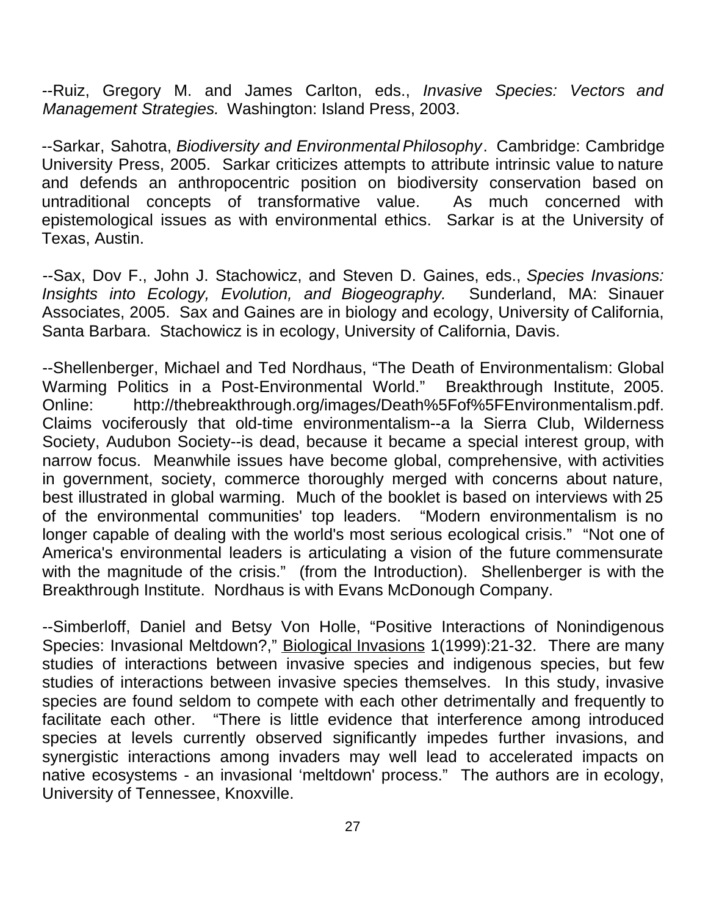--Ruiz, Gregory M. and James Carlton, eds., *Invasive Species: Vectors and Management Strategies.* Washington: Island Press, 2003.

--Sarkar, Sahotra, *Biodiversity and Environmental Philosophy*. Cambridge: Cambridge University Press, 2005. Sarkar criticizes attempts to attribute intrinsic value to nature and defends an anthropocentric position on biodiversity conservation based on untraditional concepts of transformative value. As much concerned with epistemological issues as with environmental ethics. Sarkar is at the University of Texas, Austin.

--Sax, Dov F., John J. Stachowicz, and Steven D. Gaines, eds., *Species Invasions: Insights into Ecology, Evolution, and Biogeography.* Sunderland, MA: Sinauer Associates, 2005. Sax and Gaines are in biology and ecology, University of California, Santa Barbara. Stachowicz is in ecology, University of California, Davis.

--Shellenberger, Michael and Ted Nordhaus, "The Death of Environmentalism: Global Warming Politics in a Post-Environmental World." Breakthrough Institute, 2005. Online: http://thebreakthrough.org/images/Death%5Fof%5FEnvironmentalism.pdf. Claims vociferously that old-time environmentalism--a la Sierra Club, Wilderness Society, Audubon Society--is dead, because it became a special interest group, with narrow focus. Meanwhile issues have become global, comprehensive, with activities in government, society, commerce thoroughly merged with concerns about nature, best illustrated in global warming. Much of the booklet is based on interviews with 25 of the environmental communities' top leaders. "Modern environmentalism is no longer capable of dealing with the world's most serious ecological crisis." "Not one of America's environmental leaders is articulating a vision of the future commensurate with the magnitude of the crisis." (from the Introduction). Shellenberger is with the Breakthrough Institute. Nordhaus is with Evans McDonough Company.

--Simberloff, Daniel and Betsy Von Holle, "Positive Interactions of Nonindigenous Species: Invasional Meltdown?," Biological Invasions 1(1999):21-32. There are many studies of interactions between invasive species and indigenous species, but few studies of interactions between invasive species themselves. In this study, invasive species are found seldom to compete with each other detrimentally and frequently to facilitate each other. "There is little evidence that interference among introduced species at levels currently observed significantly impedes further invasions, and synergistic interactions among invaders may well lead to accelerated impacts on native ecosystems - an invasional 'meltdown' process." The authors are in ecology, University of Tennessee, Knoxville.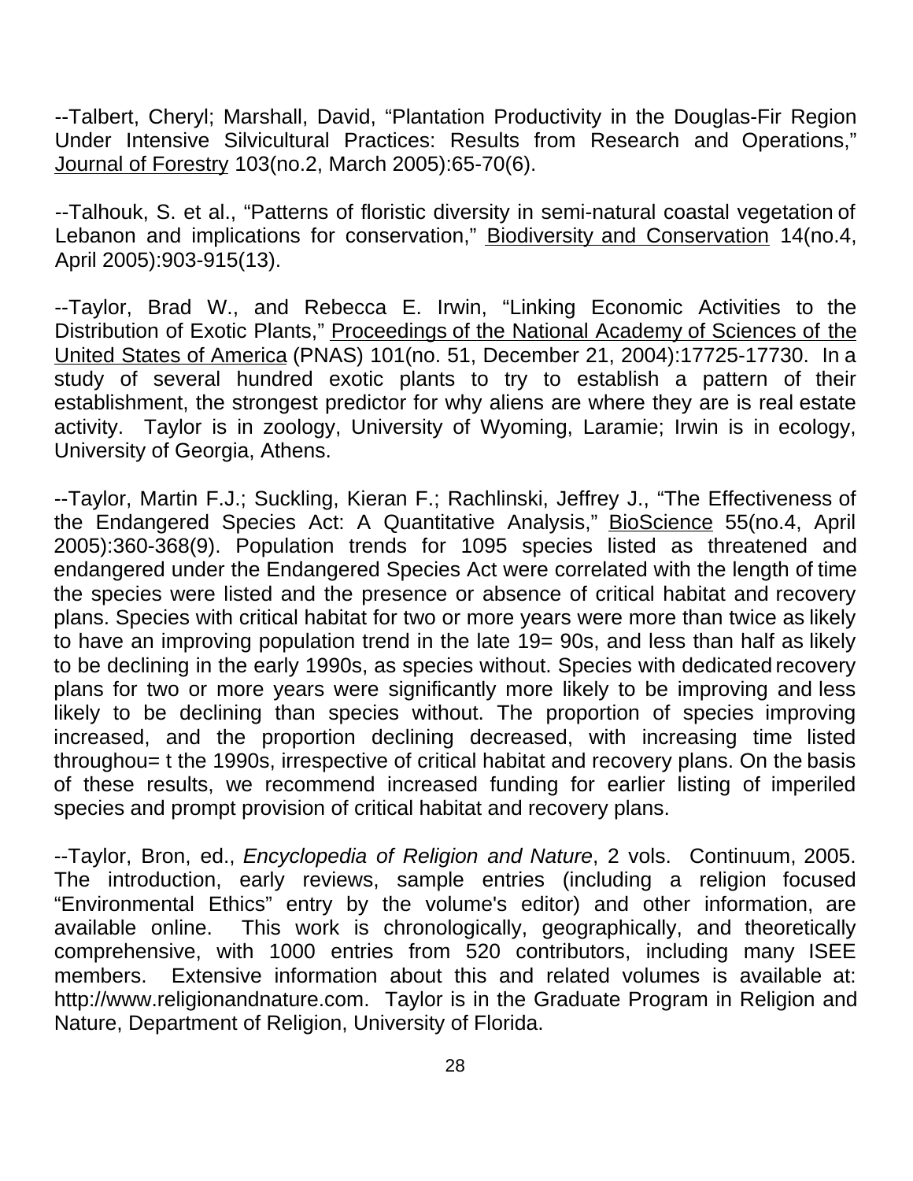--Talbert, Cheryl; Marshall, David, "Plantation Productivity in the Douglas-Fir Region Under Intensive Silvicultural Practices: Results from Research and Operations," Journal of Forestry 103(no.2, March 2005):65-70(6).

--Talhouk, S. et al., "Patterns of floristic diversity in semi-natural coastal vegetation of Lebanon and implications for conservation," Biodiversity and Conservation 14(no.4, April 2005):903-915(13).

--Taylor, Brad W., and Rebecca E. Irwin, "Linking Economic Activities to the Distribution of Exotic Plants," Proceedings of the National Academy of Sciences of the United States of America (PNAS) 101(no. 51, December 21, 2004):17725-17730. In a study of several hundred exotic plants to try to establish a pattern of their establishment, the strongest predictor for why aliens are where they are is real estate activity. Taylor is in zoology, University of Wyoming, Laramie; Irwin is in ecology, University of Georgia, Athens.

--Taylor, Martin F.J.; Suckling, Kieran F.; Rachlinski, Jeffrey J., "The Effectiveness of the Endangered Species Act: A Quantitative Analysis," BioScience 55(no.4, April 2005):360-368(9). Population trends for 1095 species listed as threatened and endangered under the Endangered Species Act were correlated with the length of time the species were listed and the presence or absence of critical habitat and recovery plans. Species with critical habitat for two or more years were more than twice as likely to have an improving population trend in the late 19= 90s, and less than half as likely to be declining in the early 1990s, as species without. Species with dedicated recovery plans for two or more years were significantly more likely to be improving and less likely to be declining than species without. The proportion of species improving increased, and the proportion declining decreased, with increasing time listed throughou= t the 1990s, irrespective of critical habitat and recovery plans. On the basis of these results, we recommend increased funding for earlier listing of imperiled species and prompt provision of critical habitat and recovery plans.

--Taylor, Bron, ed., *Encyclopedia of Religion and Nature*, 2 vols. Continuum, 2005. The introduction, early reviews, sample entries (including a religion focused "Environmental Ethics" entry by the volume's editor) and other information, are available online. This work is chronologically, geographically, and theoretically comprehensive, with 1000 entries from 520 contributors, including many ISEE members. Extensive information about this and related volumes is available at: http://www.religionandnature.com. Taylor is in the Graduate Program in Religion and Nature, Department of Religion, University of Florida.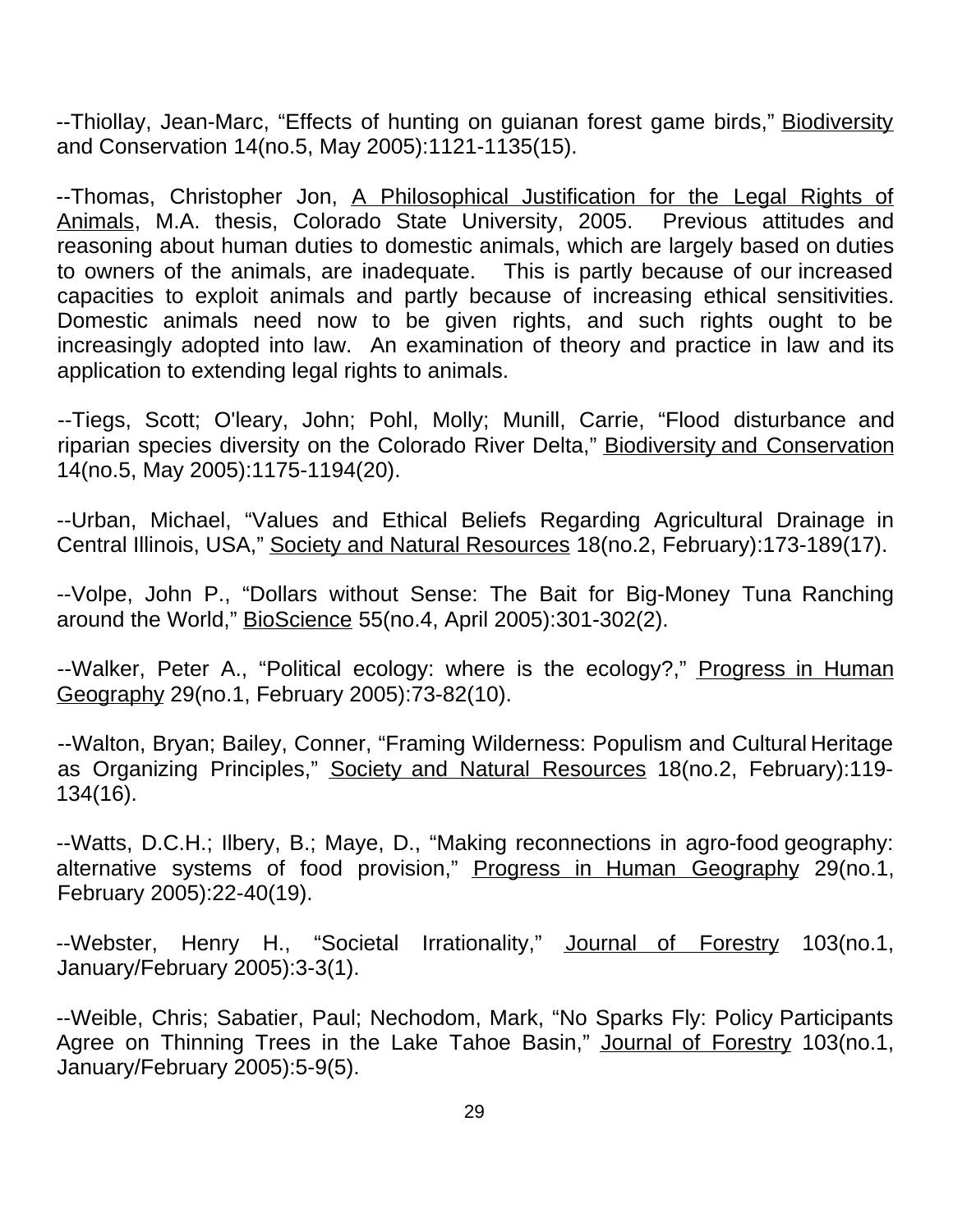--Thiollay, Jean-Marc, “Effects of hunting on guianan forest game birds,” Biodiversity and Conservation 14(no.5, May 2005):1121-1135(15).

--Thomas, Christopher Jon, A Philosophical Justification for the Legal Rights of Animals, M.A. thesis, Colorado State University, 2005. Previous attitudes and reasoning about human duties to domestic animals, which are largely based on duties to owners of the animals, are inadequate. This is partly because of our increased capacities to exploit animals and partly because of increasing ethical sensitivities. Domestic animals need now to be given rights, and such rights ought to be increasingly adopted into law. An examination of theory and practice in law and its application to extending legal rights to animals.

--Tiegs, Scott; O'leary, John; Pohl, Molly; Munill, Carrie, “Flood disturbance and riparian species diversity on the Colorado River Delta,” Biodiversity and Conservation 14(no.5, May 2005):1175-1194(20).

--Urban, Michael, “Values and Ethical Beliefs Regarding Agricultural Drainage in Central Illinois, USA,” Society and Natural Resources 18(no.2, February):173-189(17).

--Volpe, John P., “Dollars without Sense: The Bait for Big-Money Tuna Ranching around the World,” BioScience 55(no.4, April 2005):301-302(2).

--Walker, Peter A., “Political ecology: where is the ecology?,” Progress in Human Geography 29(no.1, February 2005):73-82(10).

--Walton, Bryan; Bailey, Conner, “Framing Wilderness: Populism and Cultural Heritage as Organizing Principles,” Society and Natural Resources 18(no.2, February):119-134(16).

--Watts, D.C.H.; Ilbery, B.; Maye, D., “Making reconnections in agro-food geography: alternative systems of food provision,” Progress in Human Geography 29(no.1, February 2005):22-40(19).

--Webster, Henry H., “Societal Irrationality,” Journal of Forestry 103(no.1, January/February 2005):3-3(1).

--Weible, Chris; Sabatier, Paul; Nechodom, Mark, “No Sparks Fly: Policy Participants Agree on Thinning Trees in the Lake Tahoe Basin,” Journal of Forestry 103(no.1, January/February 2005):5-9(5).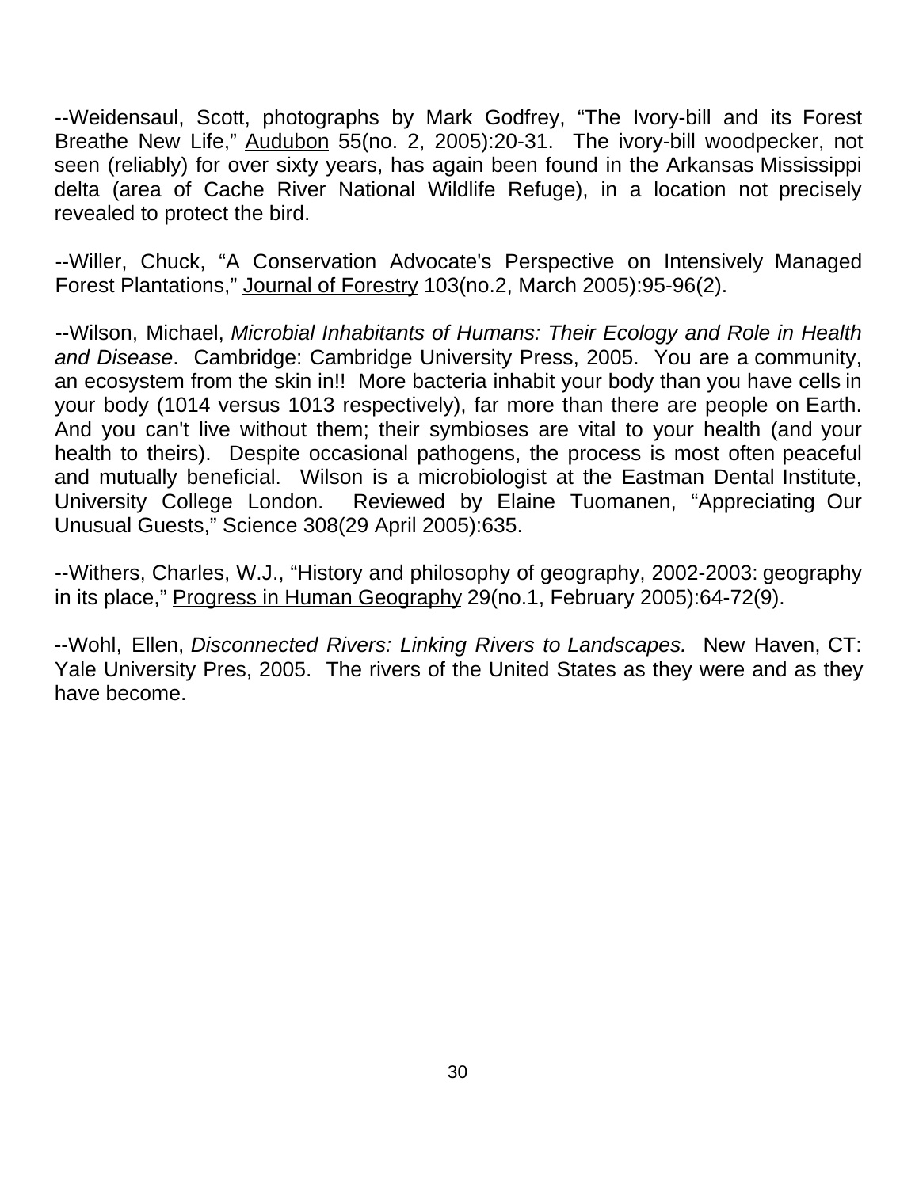--Weidensaul, Scott, photographs by Mark Godfrey, “The Ivory-bill and its Forest Breathe New Life,” <u>Audubon</u> 55(no. 2, 2005):20-31. The ivory-bill woodpecker, not seen (reliably) for over sixty years, has again been found in the Arkansas Mississippi delta (area of Cache River National Wildlife Refuge), in a location not precisely revealed to protect the bird.

--Willer, Chuck, “A Conservation Advocate's Perspective on Intensively Managed Forest Plantations,” <u>Journal of Forestry</u> 103(no.2, March 2005):95-96(2).

--Wilson, Michael, *Microbial Inhabitants of Humans: Their Ecology and Role in Health and Disease*. Cambridge: Cambridge University Press, 2005. You are a community, an ecosystem from the skin in!! More bacteria inhabit your body than you have cells in your body (1014 versus 1013 respectively), far more than there are people on Earth. And you can't live without them; their symbioses are vital to your health (and your health to theirs). Despite occasional pathogens, the process is most often peaceful and mutually beneficial. Wilson is a microbiologist at the Eastman Dental Institute, University College London. Reviewed by Elaine Tuomanen, “Appreciating Our Unusual Guests,” Science 308(29 April 2005):635.

--Withers, Charles, W.J., “History and philosophy of geography, 2002-2003: geography in its place,” <u>Progress in Human Geography</u> 29(no.1, February 2005):64-72(9).

--Wohl, Ellen, *Disconnected Rivers: Linking Rivers to Landscapes.* New Haven, CT: Yale University Pres, 2005. The rivers of the United States as they were and as they have become.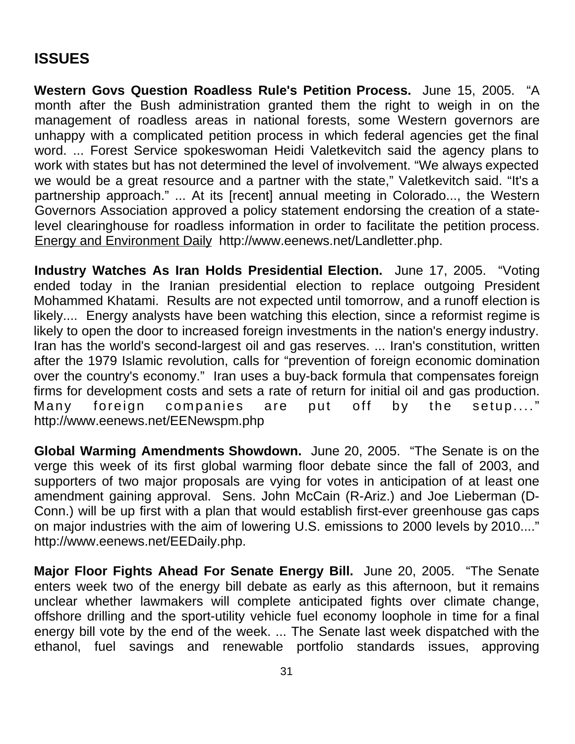## ISSUES

**Western Govs Question Roadless Rule's Petition Process.** June 15, 2005. "A month after the Bush administration granted them the right to weigh in on the management of roadless areas in national forests, some Western governors are unhappy with a complicated petition process in which federal agencies get the final word. ... Forest Service spokeswoman Heidi Valetkevitch said the agency plans to work with states but has not determined the level of involvement. "We always expected we would be a great resource and a partner with the state," Valetkevitch said. "It's a partnership approach." ... At its [recent] annual meeting in Colorado..., the Western Governors Association approved a policy statement endorsing the creation of a state-level clearinghouse for roadless information in order to facilitate the petition process. Energy and Environment Daily http://www.eenews.net/Landletter.php.

**Industry Watches As Iran Holds Presidential Election.** June 17, 2005. "Voting ended today in the Iranian presidential election to replace outgoing President Mohammed Khatami. Results are not expected until tomorrow, and a runoff election is likely.... Energy analysts have been watching this election, since a reformist regime is likely to open the door to increased foreign investments in the nation's energy industry. Iran has the world's second-largest oil and gas reserves. ... Iran's constitution, written after the 1979 Islamic revolution, calls for "prevention of foreign economic domination over the country's economy." Iran uses a buy-back formula that compensates foreign firms for development costs and sets a rate of return for initial oil and gas production. Many foreign companies are put off by the setup...." http://www.eenews.net/EENewspm.php

**Global Warming Amendments Showdown.** June 20, 2005. "The Senate is on the verge this week of its first global warming floor debate since the fall of 2003, and supporters of two major proposals are vying for votes in anticipation of at least one amendment gaining approval. Sens. John McCain (R-Ariz.) and Joe Lieberman (D-Conn.) will be up first with a plan that would establish first-ever greenhouse gas caps on major industries with the aim of lowering U.S. emissions to 2000 levels by 2010...." http://www.eenews.net/EEDaily.php.

**Major Floor Fights Ahead For Senate Energy Bill.** June 20, 2005. "The Senate enters week two of the energy bill debate as early as this afternoon, but it remains unclear whether lawmakers will complete anticipated fights over climate change, offshore drilling and the sport-utility vehicle fuel economy loophole in time for a final energy bill vote by the end of the week. ... The Senate last week dispatched with the ethanol, fuel savings and renewable portfolio standards issues, approving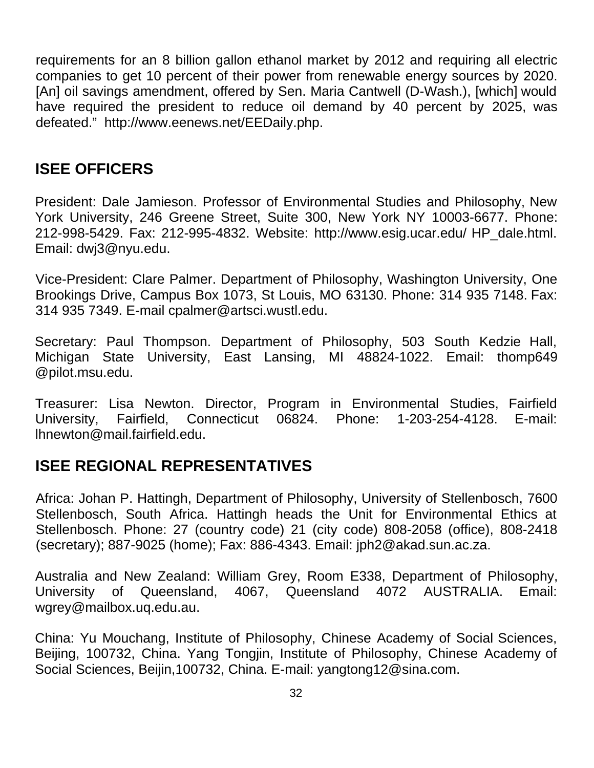requirements for an 8 billion gallon ethanol market by 2012 and requiring all electric companies to get 10 percent of their power from renewable energy sources by 2020. [An] oil savings amendment, offered by Sen. Maria Cantwell (D-Wash.), [which] would have required the president to reduce oil demand by 40 percent by 2025, was defeated." http://www.eenews.net/EEDaily.php.

## ISEE OFFICERS

President: Dale Jamieson. Professor of Environmental Studies and Philosophy, New York University, 246 Greene Street, Suite 300, New York NY 10003-6677. Phone: 212-998-5429. Fax: 212-995-4832. Website: http://www.esig.ucar.edu/ HP_dale.html. Email: dwj3@nyu.edu.

Vice-President: Clare Palmer. Department of Philosophy, Washington University, One Brookings Drive, Campus Box 1073, St Louis, MO 63130. Phone: 314 935 7148. Fax: 314 935 7349. E-mail cpalmer@artsci.wustl.edu.

Secretary: Paul Thompson. Department of Philosophy, 503 South Kedzie Hall, Michigan State University, East Lansing, MI 48824-1022. Email: thomp649 @pilot.msu.edu.

Treasurer: Lisa Newton. Director, Program in Environmental Studies, Fairfield University, Fairfield, Connecticut 06824. Phone: 1-203-254-4128. E-mail: lhnewton@mail.fairfield.edu.

## ISEE REGIONAL REPRESENTATIVES

Africa: Johan P. Hattingh, Department of Philosophy, University of Stellenbosch, 7600 Stellenbosch, South Africa. Hattingh heads the Unit for Environmental Ethics at Stellenbosch. Phone: 27 (country code) 21 (city code) 808-2058 (office), 808-2418 (secretary); 887-9025 (home); Fax: 886-4343. Email: jph2@akad.sun.ac.za.

Australia and New Zealand: William Grey, Room E338, Department of Philosophy, University of Queensland, 4067, Queensland 4072 AUSTRALIA. Email: wgrey@mailbox.uq.edu.au.

China: Yu Mouchang, Institute of Philosophy, Chinese Academy of Social Sciences, Beijing, 100732, China. Yang Tongjin, Institute of Philosophy, Chinese Academy of Social Sciences, Beijin,100732, China. E-mail: yangtong12@sina.com.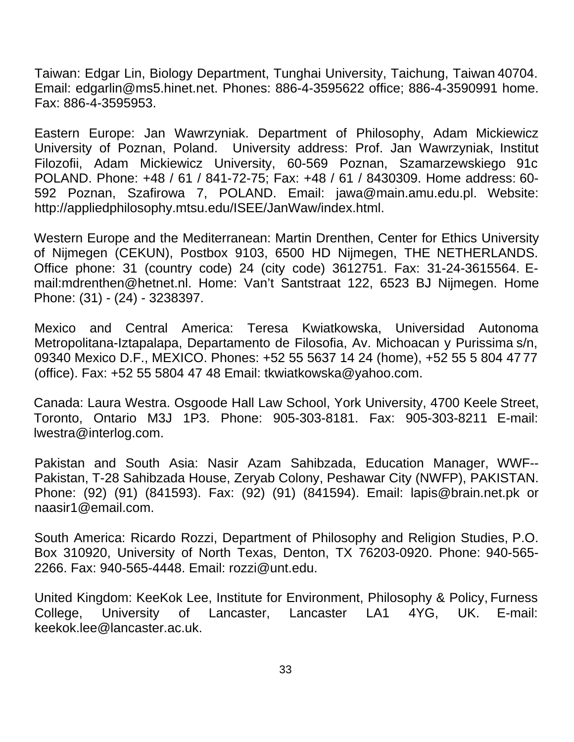Taiwan: Edgar Lin, Biology Department, Tunghai University, Taichung, Taiwan 40704. Email: edgarlin@ms5.hinet.net. Phones: 886-4-3595622 office; 886-4-3590991 home. Fax: 886-4-3595953.

Eastern Europe: Jan Wawrzyniak. Department of Philosophy, Adam Mickiewicz University of Poznan, Poland. University address: Prof. Jan Wawrzyniak, Institut Filozofii, Adam Mickiewicz University, 60-569 Poznan, Szamarzewskiego 91c POLAND. Phone: +48 / 61 / 841-72-75; Fax: +48 / 61 / 8430309. Home address: 60-592 Poznan, Szafirowa 7, POLAND. Email: jawa@main.amu.edu.pl. Website: http://appliedphilosophy.mtsu.edu/ISEE/JanWaw/index.html.

Western Europe and the Mediterranean: Martin Drenthen, Center for Ethics University of Nijmegen (CEKUN), Postbox 9103, 6500 HD Nijmegen, THE NETHERLANDS. Office phone: 31 (country code) 24 (city code) 3612751. Fax: 31-24-3615564. E-mail:mdrenthen@hetnet.nl. Home: Van't Santstraat 122, 6523 BJ Nijmegen. Home Phone: (31) - (24) - 3238397.

Mexico and Central America: Teresa Kwiatkowska, Universidad Autonoma Metropolitana-Iztapalapa, Departamento de Filosofia, Av. Michoacan y Purissima s/n, 09340 Mexico D.F., MEXICO. Phones: +52 55 5637 14 24 (home), +52 55 5 804 47 77 (office). Fax: +52 55 5804 47 48 Email: tkwiatkowska@yahoo.com.

Canada: Laura Westra. Osgoode Hall Law School, York University, 4700 Keele Street, Toronto, Ontario M3J 1P3. Phone: 905-303-8181. Fax: 905-303-8211 E-mail: lwestra@interlog.com.

Pakistan and South Asia: Nasir Azam Sahibzada, Education Manager, WWF--Pakistan, T-28 Sahibzada House, Zeryab Colony, Peshawar City (NWFP), PAKISTAN. Phone: (92) (91) (841593). Fax: (92) (91) (841594). Email: lapis@brain.net.pk or naasir1@email.com.

South America: Ricardo Rozzi, Department of Philosophy and Religion Studies, P.O. Box 310920, University of North Texas, Denton, TX 76203-0920. Phone: 940-565-2266. Fax: 940-565-4448. Email: rozzi@unt.edu.

United Kingdom: KeeKok Lee, Institute for Environment, Philosophy & Policy, Furness College, University of Lancaster, Lancaster LA1 4YG, UK. E-mail: keekok.lee@lancaster.ac.uk.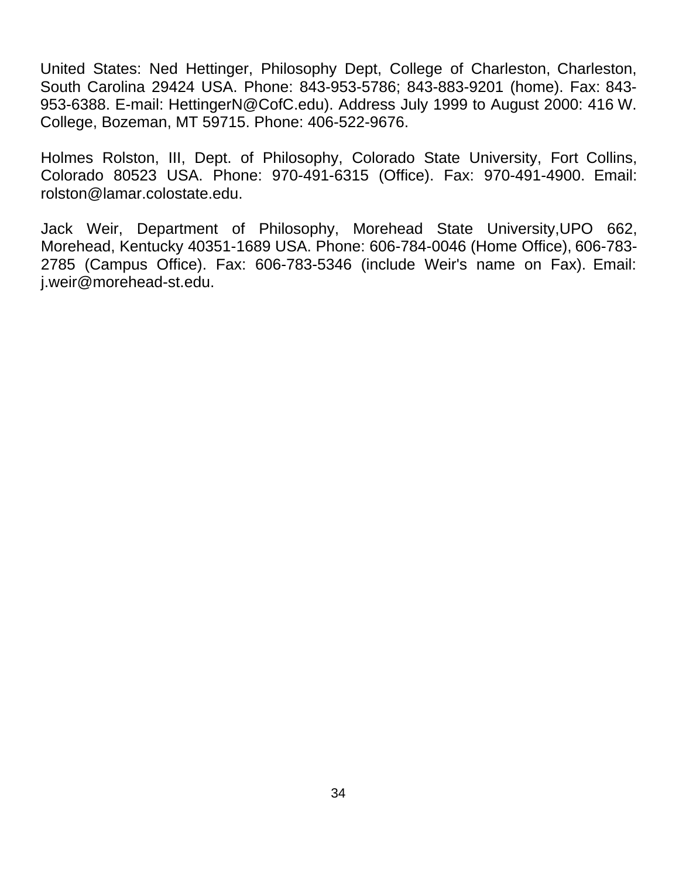United States: Ned Hettinger, Philosophy Dept, College of Charleston, Charleston, South Carolina 29424 USA. Phone: 843-953-5786; 843-883-9201 (home). Fax: 843-953-6388. E-mail: HettingerN@CofC.edu). Address July 1999 to August 2000: 416 W. College, Bozeman, MT 59715. Phone: 406-522-9676.

Holmes Rolston, III, Dept. of Philosophy, Colorado State University, Fort Collins, Colorado 80523 USA. Phone: 970-491-6315 (Office). Fax: 970-491-4900. Email: rolston@lamar.colostate.edu.

Jack Weir, Department of Philosophy, Morehead State University,UPO 662, Morehead, Kentucky 40351-1689 USA. Phone: 606-784-0046 (Home Office), 606-783-2785 (Campus Office). Fax: 606-783-5346 (include Weir's name on Fax). Email: j.weir@morehead-st.edu.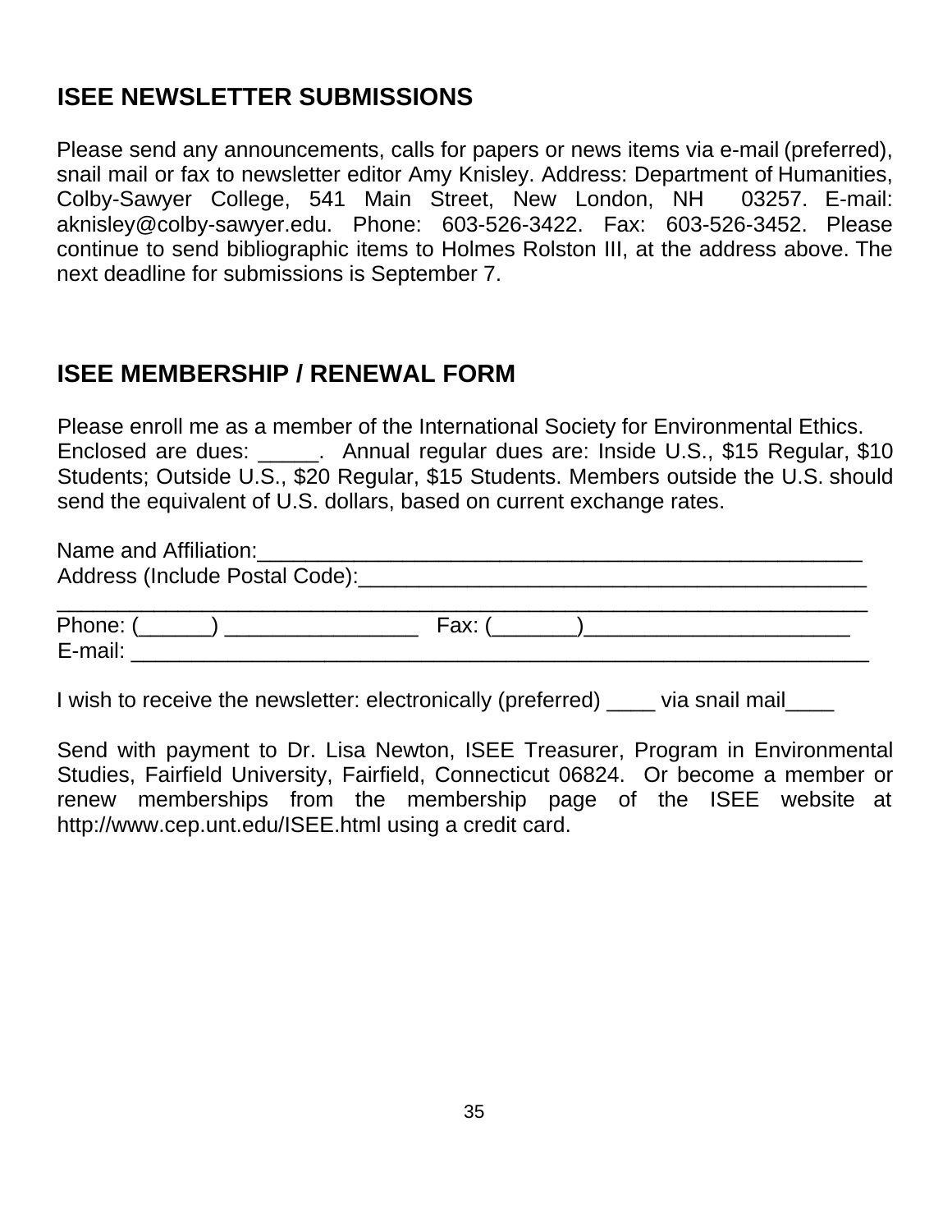## ISEE NEWSLETTER SUBMISSIONS

Please send any announcements, calls for papers or news items via e-mail (preferred), snail mail or fax to newsletter editor Amy Knisley. Address: Department of Humanities, Colby-Sawyer College, 541 Main Street, New London, NH 03257. E-mail: aknisley@colby-sawyer.edu. Phone: 603-526-3422. Fax: 603-526-3452. Please continue to send bibliographic items to Holmes Rolston III, at the address above. The next deadline for submissions is September 7.

## ISEE MEMBERSHIP / RENEWAL FORM

Please enroll me as a member of the International Society for Environmental Ethics. Enclosed are dues: _____. Annual regular dues are: Inside U.S., $15 Regular, $10 Students; Outside U.S., $20 Regular, $15 Students. Members outside the U.S. should send the equivalent of U.S. dollars, based on current exchange rates.

Name and Affiliation:_____________________________________________________
Address (Include Postal Code):___________________________________________
_________________________________________________________________________
Phone: (______) ________________ Fax: (_______)______________________
E-mail: __________________________________________________________________

I wish to receive the newsletter: electronically (preferred) ____ via snail mail____

Send with payment to Dr. Lisa Newton, ISEE Treasurer, Program in Environmental Studies, Fairfield University, Fairfield, Connecticut 06824. Or become a member or renew memberships from the membership page of the ISEE website at http://www.cep.unt.edu/ISEE.html using a credit card.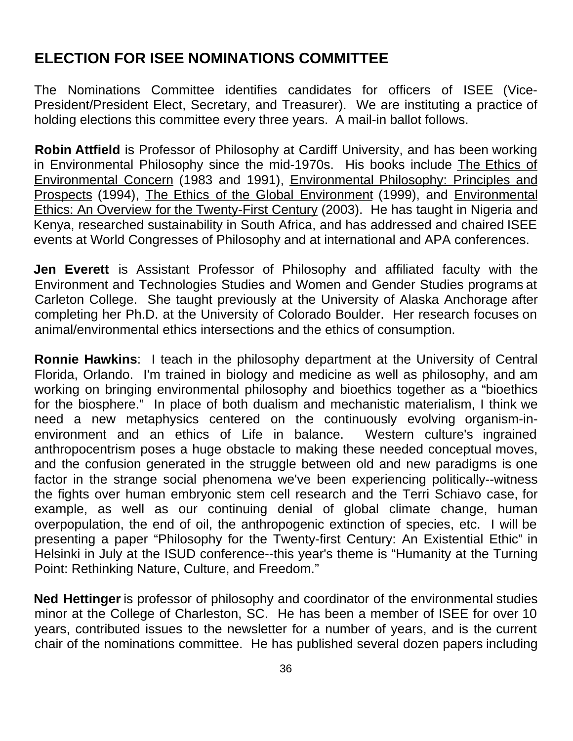## ELECTION FOR ISEE NOMINATIONS COMMITTEE

The Nominations Committee identifies candidates for officers of ISEE (Vice-President/President Elect, Secretary, and Treasurer). We are instituting a practice of holding elections this committee every three years. A mail-in ballot follows.

**Robin Attfield** is Professor of Philosophy at Cardiff University, and has been working in Environmental Philosophy since the mid-1970s. His books include The Ethics of Environmental Concern (1983 and 1991), Environmental Philosophy: Principles and Prospects (1994), The Ethics of the Global Environment (1999), and Environmental Ethics: An Overview for the Twenty-First Century (2003). He has taught in Nigeria and Kenya, researched sustainability in South Africa, and has addressed and chaired ISEE events at World Congresses of Philosophy and at international and APA conferences.

**Jen Everett** is Assistant Professor of Philosophy and affiliated faculty with the Environment and Technologies Studies and Women and Gender Studies programs at Carleton College. She taught previously at the University of Alaska Anchorage after completing her Ph.D. at the University of Colorado Boulder. Her research focuses on animal/environmental ethics intersections and the ethics of consumption.

**Ronnie Hawkins**: I teach in the philosophy department at the University of Central Florida, Orlando. I'm trained in biology and medicine as well as philosophy, and am working on bringing environmental philosophy and bioethics together as a "bioethics for the biosphere." In place of both dualism and mechanistic materialism, I think we need a new metaphysics centered on the continuously evolving organism-in-environment and an ethics of Life in balance. Western culture's ingrained anthropocentrism poses a huge obstacle to making these needed conceptual moves, and the confusion generated in the struggle between old and new paradigms is one factor in the strange social phenomena we've been experiencing politically--witness the fights over human embryonic stem cell research and the Terri Schiavo case, for example, as well as our continuing denial of global climate change, human overpopulation, the end of oil, the anthropogenic extinction of species, etc. I will be presenting a paper "Philosophy for the Twenty-first Century: An Existential Ethic" in Helsinki in July at the ISUD conference--this year's theme is "Humanity at the Turning Point: Rethinking Nature, Culture, and Freedom."

**Ned Hettinger** is professor of philosophy and coordinator of the environmental studies minor at the College of Charleston, SC. He has been a member of ISEE for over 10 years, contributed issues to the newsletter for a number of years, and is the current chair of the nominations committee. He has published several dozen papers including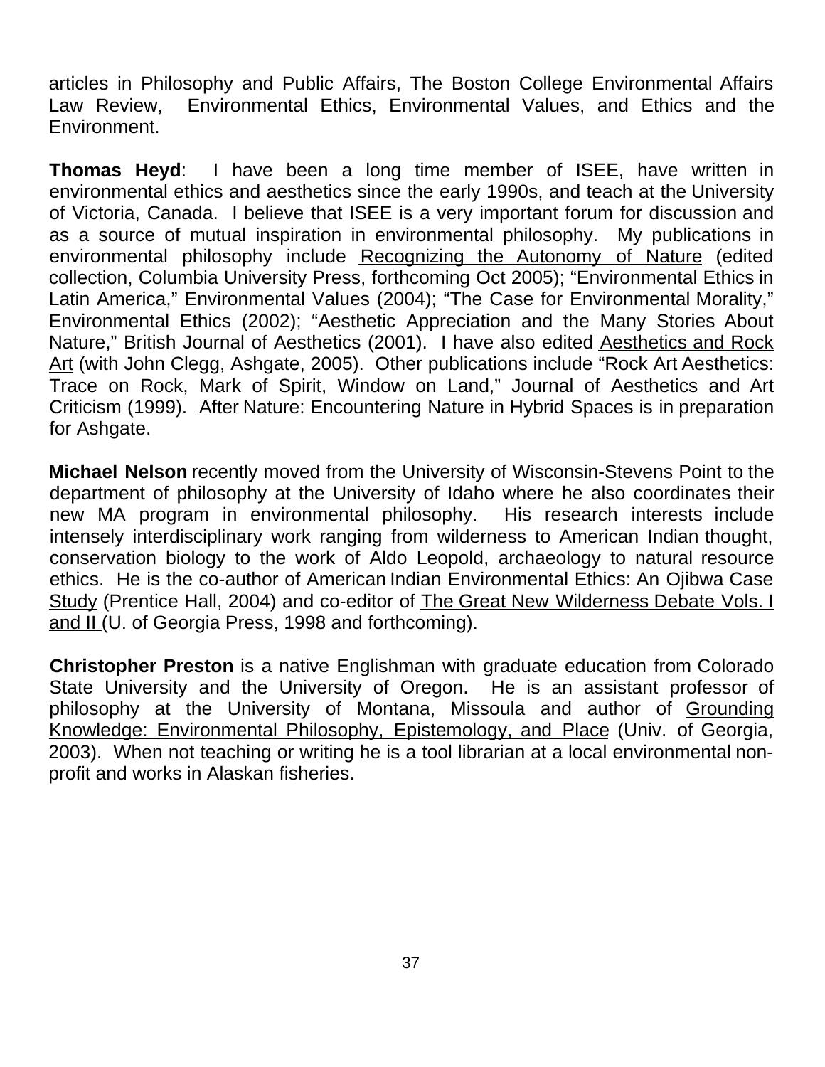articles in Philosophy and Public Affairs, The Boston College Environmental Affairs Law Review, Environmental Ethics, Environmental Values, and Ethics and the Environment.

**Thomas Heyd**: I have been a long time member of ISEE, have written in environmental ethics and aesthetics since the early 1990s, and teach at the University of Victoria, Canada. I believe that ISEE is a very important forum for discussion and as a source of mutual inspiration in environmental philosophy. My publications in environmental philosophy include Recognizing the Autonomy of Nature (edited collection, Columbia University Press, forthcoming Oct 2005); "Environmental Ethics in Latin America," Environmental Values (2004); "The Case for Environmental Morality," Environmental Ethics (2002); "Aesthetic Appreciation and the Many Stories About Nature," British Journal of Aesthetics (2001). I have also edited Aesthetics and Rock Art (with John Clegg, Ashgate, 2005). Other publications include "Rock Art Aesthetics: Trace on Rock, Mark of Spirit, Window on Land," Journal of Aesthetics and Art Criticism (1999). After Nature: Encountering Nature in Hybrid Spaces is in preparation for Ashgate.

**Michael Nelson** recently moved from the University of Wisconsin-Stevens Point to the department of philosophy at the University of Idaho where he also coordinates their new MA program in environmental philosophy. His research interests include intensely interdisciplinary work ranging from wilderness to American Indian thought, conservation biology to the work of Aldo Leopold, archaeology to natural resource ethics. He is the co-author of American Indian Environmental Ethics: An Ojibwa Case Study (Prentice Hall, 2004) and co-editor of The Great New Wilderness Debate Vols. I and II (U. of Georgia Press, 1998 and forthcoming).

**Christopher Preston** is a native Englishman with graduate education from Colorado State University and the University of Oregon. He is an assistant professor of philosophy at the University of Montana, Missoula and author of Grounding Knowledge: Environmental Philosophy, Epistemology, and Place (Univ. of Georgia, 2003). When not teaching or writing he is a tool librarian at a local environmental non-profit and works in Alaskan fisheries.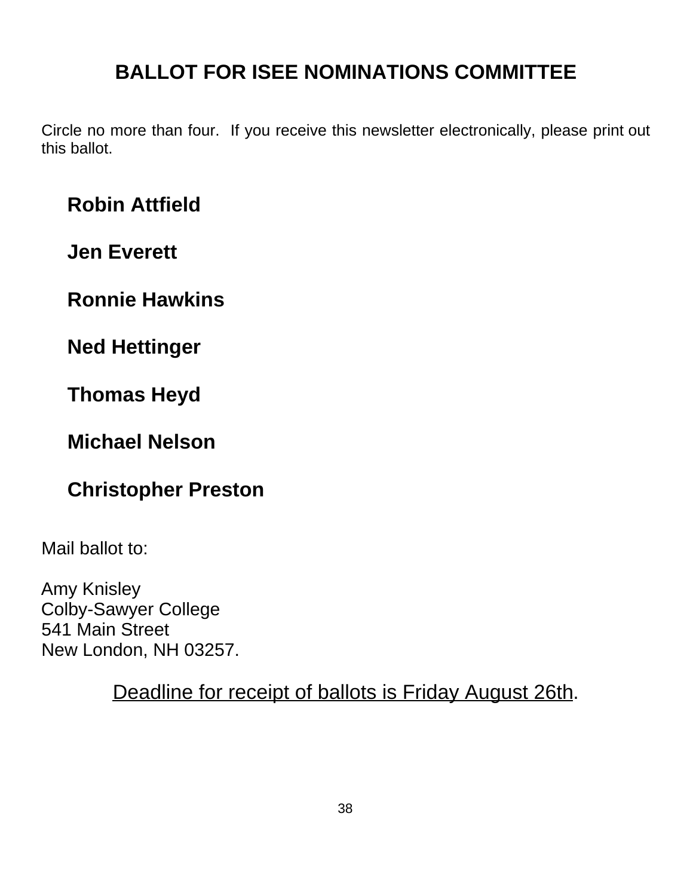# BALLOT FOR ISEE NOMINATIONS COMMITTEE

Circle no more than four. If you receive this newsletter electronically, please print out this ballot.

**Robin Attfield**

**Jen Everett**

**Ronnie Hawkins**

**Ned Hettinger**

**Thomas Heyd**

**Michael Nelson**

**Christopher Preston**

Mail ballot to:

Amy Knisley
Colby-Sawyer College
541 Main Street
New London, NH 03257.

Deadline for receipt of ballots is Friday August 26th.